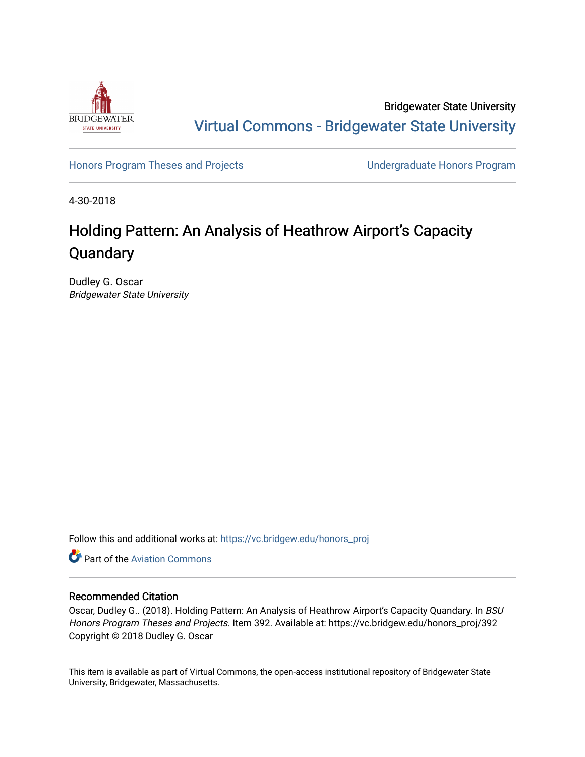Bridgewater State University

Virtual Commons - Bridgewater State University

Honors Program Theses and Projects

Undergraduate Honors Program

4-30-2018

# Holding Pattern: An Analysis of Heathrow Airport's Capacity Quandary

Dudley G. Oscar
*Bridgewater State University*

Follow this and additional works at: https://vc.bridgew.edu/honors_proj

Part of the Aviation Commons

## Recommended Citation

Oscar, Dudley G.. (2018). Holding Pattern: An Analysis of Heathrow Airport's Capacity Quandary. In *BSU Honors Program Theses and Projects.* Item 392. Available at: https://vc.bridgew.edu/honors_proj/392
Copyright © 2018 Dudley G. Oscar

This item is available as part of Virtual Commons, the open-access institutional repository of Bridgewater State University, Bridgewater, Massachusetts.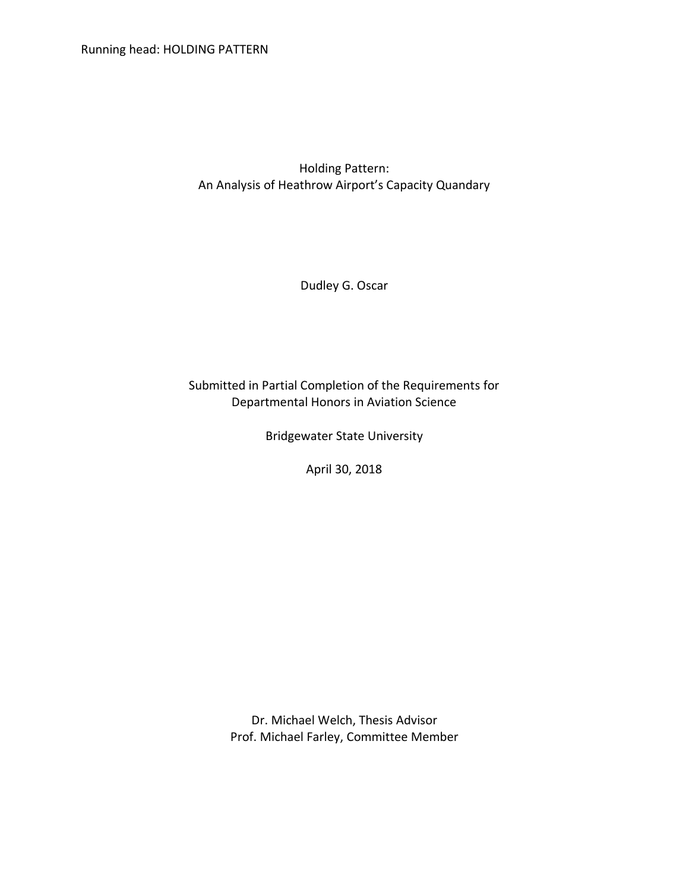# Holding Pattern:
## An Analysis of Heathrow Airport's Capacity Quandary

Dudley G. Oscar

Submitted in Partial Completion of the Requirements for Departmental Honors in Aviation Science

Bridgewater State University

April 30, 2018

Dr. Michael Welch, Thesis Advisor
Prof. Michael Farley, Committee Member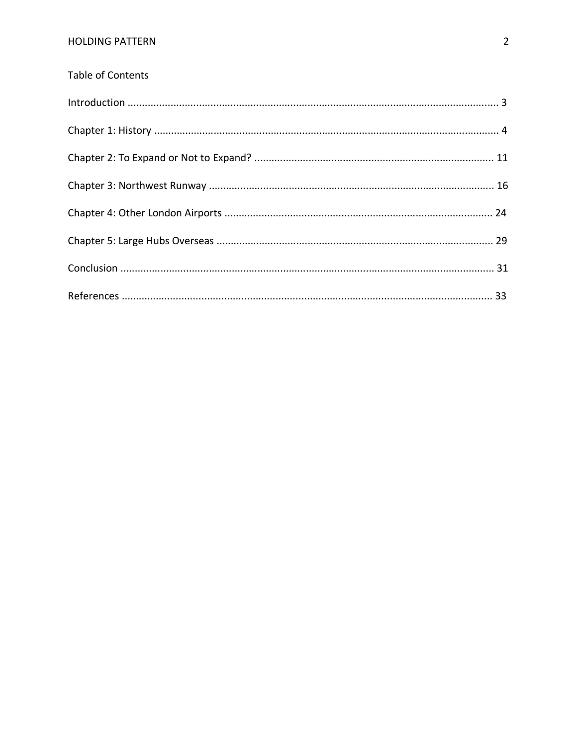Table of Contents

Introduction ........................................................................................................................ 3

Chapter 1: History ............................................................................................................... 4

Chapter 2: To Expand or Not to Expand? .................................................................................... 11

Chapter 3: Northwest Runway .................................................................................................. 16

Chapter 4: Other London Airports ............................................................................................. 24

Chapter 5: Large Hubs Overseas ............................................................................................... 29

Conclusion .......................................................................................................................... 31

References .......................................................................................................................... 33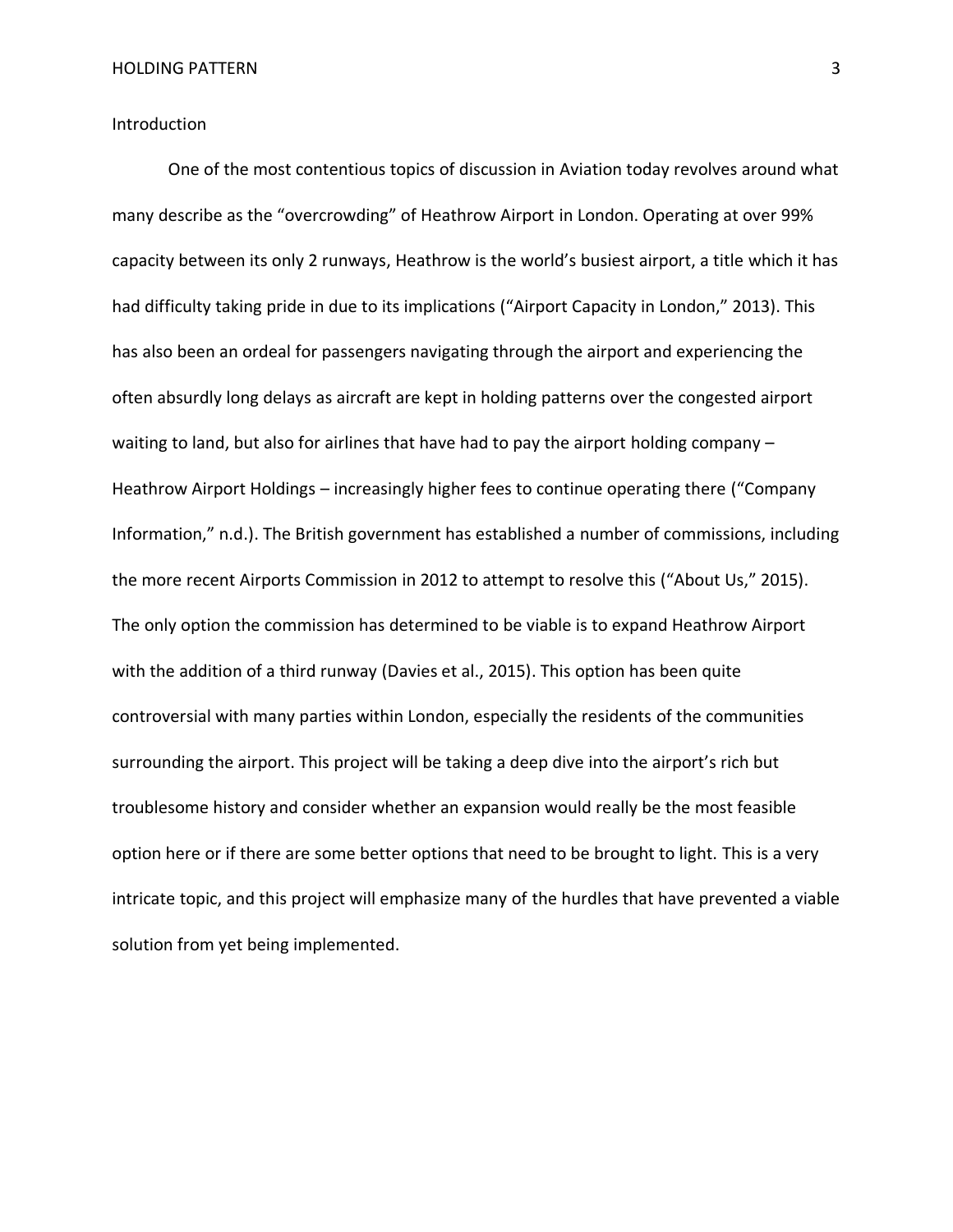## Introduction

One of the most contentious topics of discussion in Aviation today revolves around what many describe as the "overcrowding" of Heathrow Airport in London. Operating at over 99% capacity between its only 2 runways, Heathrow is the world's busiest airport, a title which it has had difficulty taking pride in due to its implications ("Airport Capacity in London," 2013). This has also been an ordeal for passengers navigating through the airport and experiencing the often absurdly long delays as aircraft are kept in holding patterns over the congested airport waiting to land, but also for airlines that have had to pay the airport holding company – Heathrow Airport Holdings – increasingly higher fees to continue operating there ("Company Information," n.d.). The British government has established a number of commissions, including the more recent Airports Commission in 2012 to attempt to resolve this ("About Us," 2015). The only option the commission has determined to be viable is to expand Heathrow Airport with the addition of a third runway (Davies et al., 2015). This option has been quite controversial with many parties within London, especially the residents of the communities surrounding the airport. This project will be taking a deep dive into the airport's rich but troublesome history and consider whether an expansion would really be the most feasible option here or if there are some better options that need to be brought to light. This is a very intricate topic, and this project will emphasize many of the hurdles that have prevented a viable solution from yet being implemented.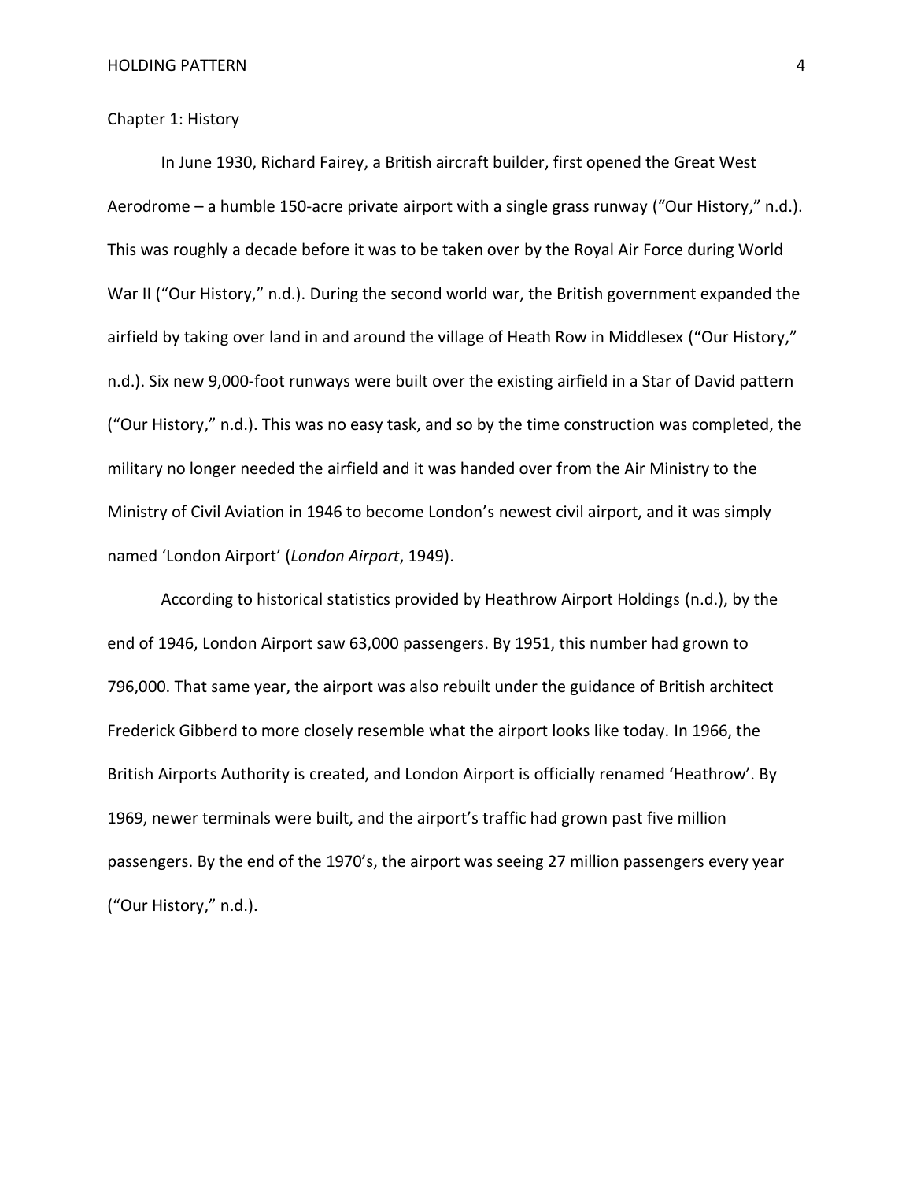## Chapter 1: History

In June 1930, Richard Fairey, a British aircraft builder, first opened the Great West Aerodrome – a humble 150-acre private airport with a single grass runway (“Our History,” n.d.). This was roughly a decade before it was to be taken over by the Royal Air Force during World War II (“Our History,” n.d.). During the second world war, the British government expanded the airfield by taking over land in and around the village of Heath Row in Middlesex (“Our History,” n.d.). Six new 9,000-foot runways were built over the existing airfield in a Star of David pattern (“Our History,” n.d.). This was no easy task, and so by the time construction was completed, the military no longer needed the airfield and it was handed over from the Air Ministry to the Ministry of Civil Aviation in 1946 to become London’s newest civil airport, and it was simply named ‘London Airport’ (*London Airport*, 1949).

According to historical statistics provided by Heathrow Airport Holdings (n.d.), by the end of 1946, London Airport saw 63,000 passengers. By 1951, this number had grown to 796,000. That same year, the airport was also rebuilt under the guidance of British architect Frederick Gibberd to more closely resemble what the airport looks like today. In 1966, the British Airports Authority is created, and London Airport is officially renamed ‘Heathrow’. By 1969, newer terminals were built, and the airport’s traffic had grown past five million passengers. By the end of the 1970’s, the airport was seeing 27 million passengers every year (“Our History,” n.d.).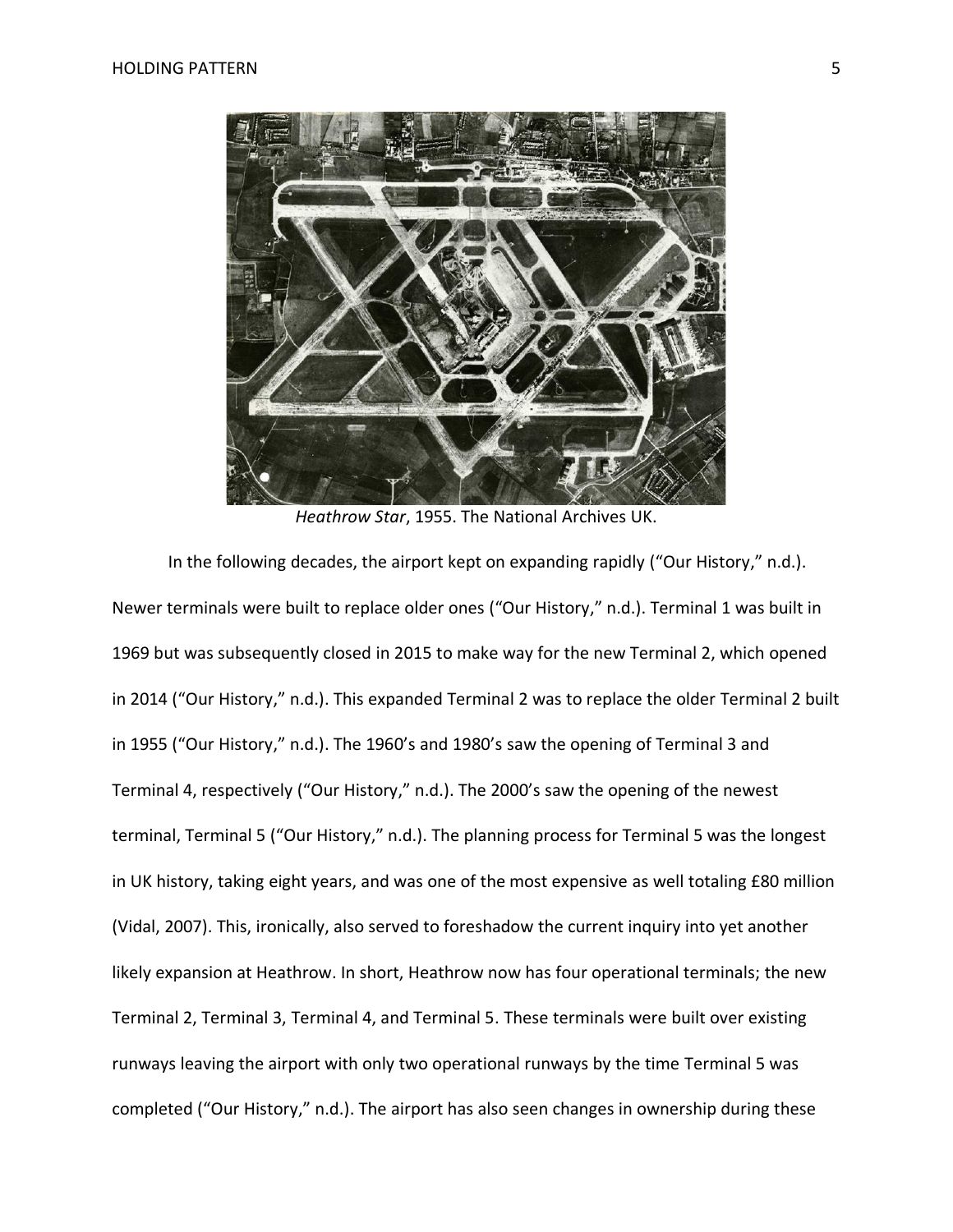*Heathrow Star*, 1955. The National Archives UK.

In the following decades, the airport kept on expanding rapidly ("Our History," n.d.). Newer terminals were built to replace older ones ("Our History," n.d.). Terminal 1 was built in 1969 but was subsequently closed in 2015 to make way for the new Terminal 2, which opened in 2014 ("Our History," n.d.). This expanded Terminal 2 was to replace the older Terminal 2 built in 1955 ("Our History," n.d.). The 1960's and 1980's saw the opening of Terminal 3 and Terminal 4, respectively ("Our History," n.d.). The 2000's saw the opening of the newest terminal, Terminal 5 ("Our History," n.d.). The planning process for Terminal 5 was the longest in UK history, taking eight years, and was one of the most expensive as well totaling £80 million (Vidal, 2007). This, ironically, also served to foreshadow the current inquiry into yet another likely expansion at Heathrow. In short, Heathrow now has four operational terminals; the new Terminal 2, Terminal 3, Terminal 4, and Terminal 5. These terminals were built over existing runways leaving the airport with only two operational runways by the time Terminal 5 was completed ("Our History," n.d.). The airport has also seen changes in ownership during these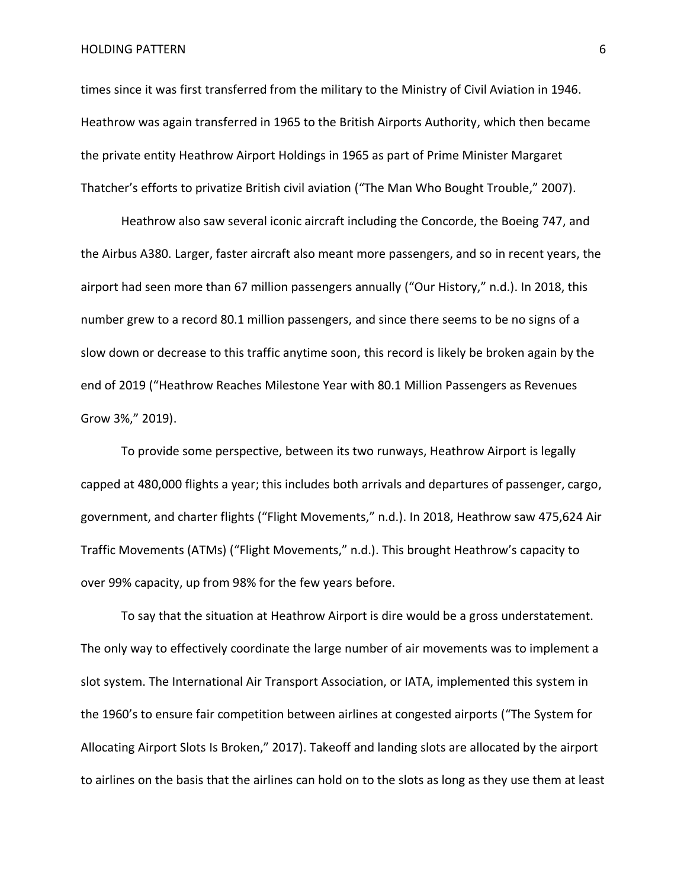times since it was first transferred from the military to the Ministry of Civil Aviation in 1946. Heathrow was again transferred in 1965 to the British Airports Authority, which then became the private entity Heathrow Airport Holdings in 1965 as part of Prime Minister Margaret Thatcher's efforts to privatize British civil aviation ("The Man Who Bought Trouble," 2007).

Heathrow also saw several iconic aircraft including the Concorde, the Boeing 747, and the Airbus A380. Larger, faster aircraft also meant more passengers, and so in recent years, the airport had seen more than 67 million passengers annually ("Our History," n.d.). In 2018, this number grew to a record 80.1 million passengers, and since there seems to be no signs of a slow down or decrease to this traffic anytime soon, this record is likely be broken again by the end of 2019 ("Heathrow Reaches Milestone Year with 80.1 Million Passengers as Revenues Grow 3%," 2019).

To provide some perspective, between its two runways, Heathrow Airport is legally capped at 480,000 flights a year; this includes both arrivals and departures of passenger, cargo, government, and charter flights ("Flight Movements," n.d.). In 2018, Heathrow saw 475,624 Air Traffic Movements (ATMs) ("Flight Movements," n.d.). This brought Heathrow's capacity to over 99% capacity, up from 98% for the few years before.

To say that the situation at Heathrow Airport is dire would be a gross understatement. The only way to effectively coordinate the large number of air movements was to implement a slot system. The International Air Transport Association, or IATA, implemented this system in the 1960's to ensure fair competition between airlines at congested airports ("The System for Allocating Airport Slots Is Broken," 2017). Takeoff and landing slots are allocated by the airport to airlines on the basis that the airlines can hold on to the slots as long as they use them at least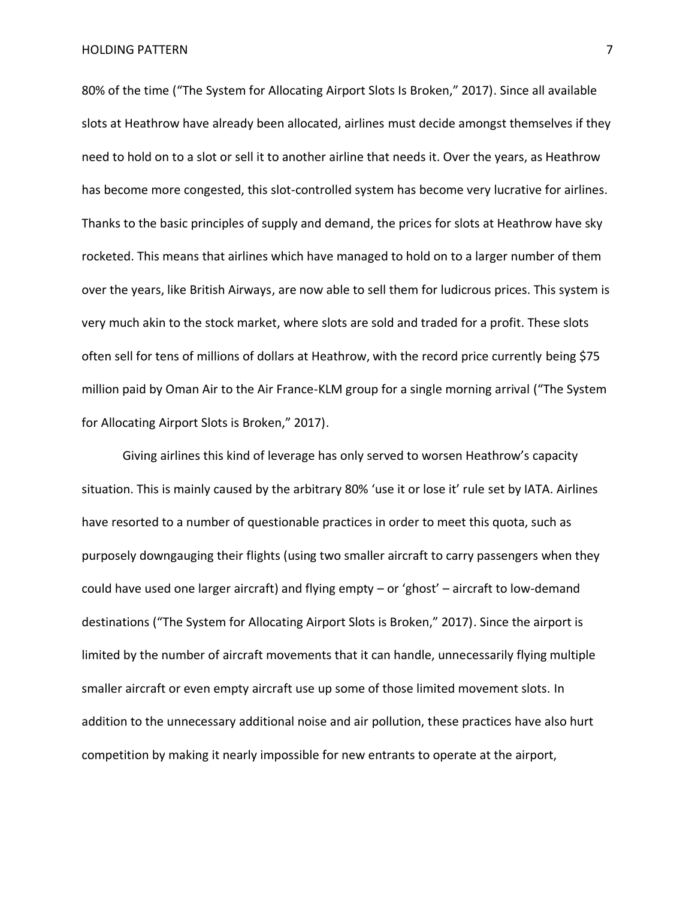80% of the time ("The System for Allocating Airport Slots Is Broken," 2017). Since all available slots at Heathrow have already been allocated, airlines must decide amongst themselves if they need to hold on to a slot or sell it to another airline that needs it. Over the years, as Heathrow has become more congested, this slot-controlled system has become very lucrative for airlines. Thanks to the basic principles of supply and demand, the prices for slots at Heathrow have sky rocketed. This means that airlines which have managed to hold on to a larger number of them over the years, like British Airways, are now able to sell them for ludicrous prices. This system is very much akin to the stock market, where slots are sold and traded for a profit. These slots often sell for tens of millions of dollars at Heathrow, with the record price currently being $75 million paid by Oman Air to the Air France-KLM group for a single morning arrival ("The System for Allocating Airport Slots is Broken," 2017).

Giving airlines this kind of leverage has only served to worsen Heathrow's capacity situation. This is mainly caused by the arbitrary 80% 'use it or lose it' rule set by IATA. Airlines have resorted to a number of questionable practices in order to meet this quota, such as purposely downgauging their flights (using two smaller aircraft to carry passengers when they could have used one larger aircraft) and flying empty – or 'ghost' – aircraft to low-demand destinations ("The System for Allocating Airport Slots is Broken," 2017). Since the airport is limited by the number of aircraft movements that it can handle, unnecessarily flying multiple smaller aircraft or even empty aircraft use up some of those limited movement slots. In addition to the unnecessary additional noise and air pollution, these practices have also hurt competition by making it nearly impossible for new entrants to operate at the airport,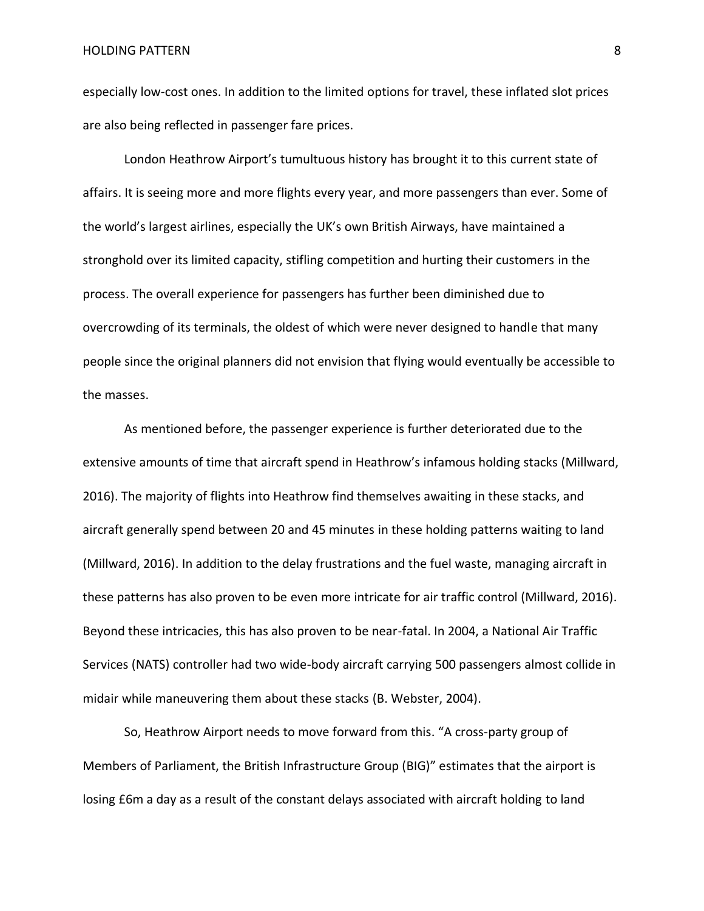especially low-cost ones. In addition to the limited options for travel, these inflated slot prices are also being reflected in passenger fare prices.

London Heathrow Airport's tumultuous history has brought it to this current state of affairs. It is seeing more and more flights every year, and more passengers than ever. Some of the world's largest airlines, especially the UK's own British Airways, have maintained a stronghold over its limited capacity, stifling competition and hurting their customers in the process. The overall experience for passengers has further been diminished due to overcrowding of its terminals, the oldest of which were never designed to handle that many people since the original planners did not envision that flying would eventually be accessible to the masses.

As mentioned before, the passenger experience is further deteriorated due to the extensive amounts of time that aircraft spend in Heathrow's infamous holding stacks (Millward, 2016). The majority of flights into Heathrow find themselves awaiting in these stacks, and aircraft generally spend between 20 and 45 minutes in these holding patterns waiting to land (Millward, 2016). In addition to the delay frustrations and the fuel waste, managing aircraft in these patterns has also proven to be even more intricate for air traffic control (Millward, 2016). Beyond these intricacies, this has also proven to be near-fatal. In 2004, a National Air Traffic Services (NATS) controller had two wide-body aircraft carrying 500 passengers almost collide in midair while maneuvering them about these stacks (B. Webster, 2004).

So, Heathrow Airport needs to move forward from this. "A cross-party group of Members of Parliament, the British Infrastructure Group (BIG)" estimates that the airport is losing £6m a day as a result of the constant delays associated with aircraft holding to land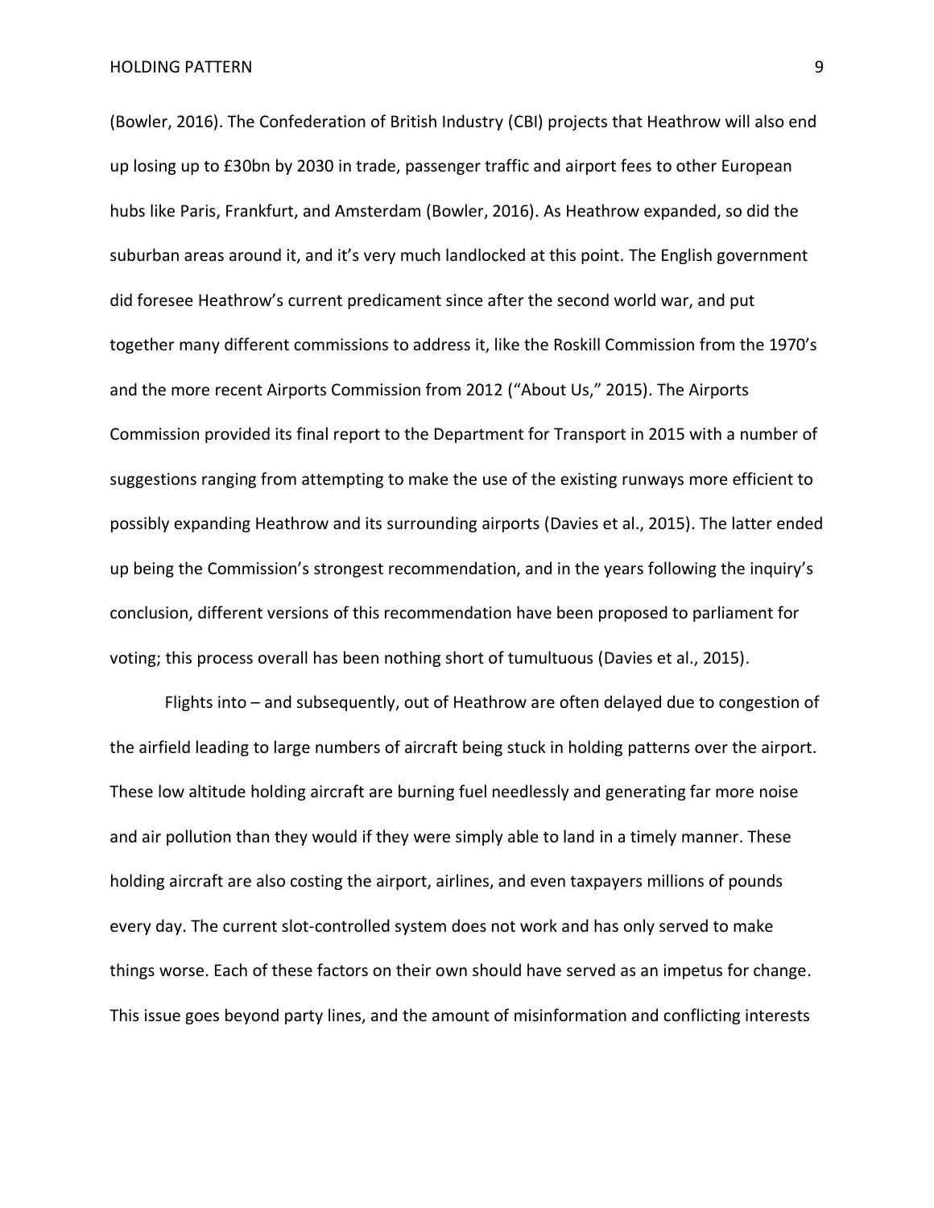(Bowler, 2016). The Confederation of British Industry (CBI) projects that Heathrow will also end up losing up to £30bn by 2030 in trade, passenger traffic and airport fees to other European hubs like Paris, Frankfurt, and Amsterdam (Bowler, 2016). As Heathrow expanded, so did the suburban areas around it, and it's very much landlocked at this point. The English government did foresee Heathrow's current predicament since after the second world war, and put together many different commissions to address it, like the Roskill Commission from the 1970's and the more recent Airports Commission from 2012 ("About Us," 2015). The Airports Commission provided its final report to the Department for Transport in 2015 with a number of suggestions ranging from attempting to make the use of the existing runways more efficient to possibly expanding Heathrow and its surrounding airports (Davies et al., 2015). The latter ended up being the Commission's strongest recommendation, and in the years following the inquiry's conclusion, different versions of this recommendation have been proposed to parliament for voting; this process overall has been nothing short of tumultuous (Davies et al., 2015).

Flights into – and subsequently, out of Heathrow are often delayed due to congestion of the airfield leading to large numbers of aircraft being stuck in holding patterns over the airport. These low altitude holding aircraft are burning fuel needlessly and generating far more noise and air pollution than they would if they were simply able to land in a timely manner. These holding aircraft are also costing the airport, airlines, and even taxpayers millions of pounds every day. The current slot-controlled system does not work and has only served to make things worse. Each of these factors on their own should have served as an impetus for change. This issue goes beyond party lines, and the amount of misinformation and conflicting interests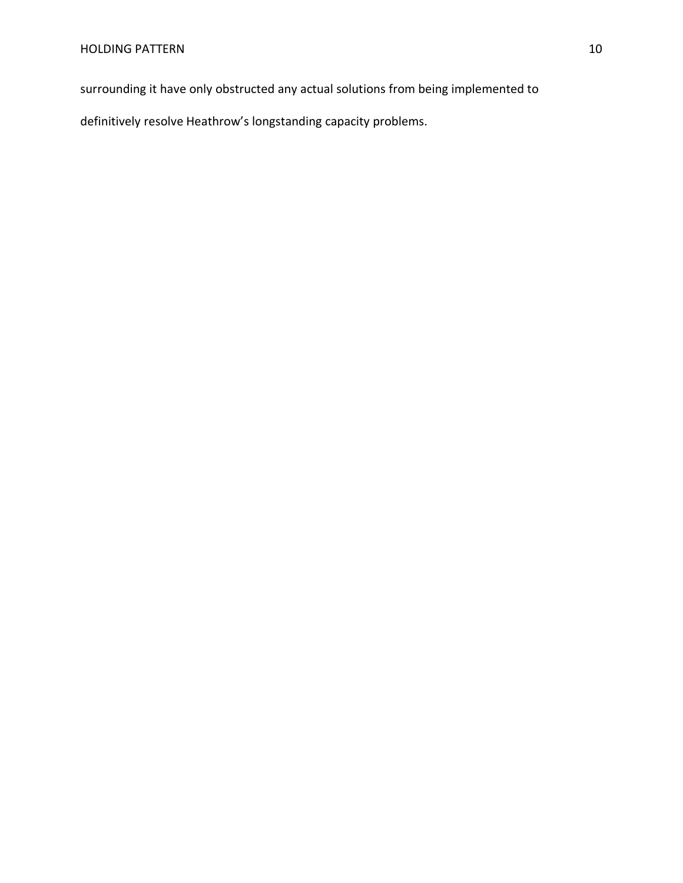surrounding it have only obstructed any actual solutions from being implemented to definitively resolve Heathrow's longstanding capacity problems.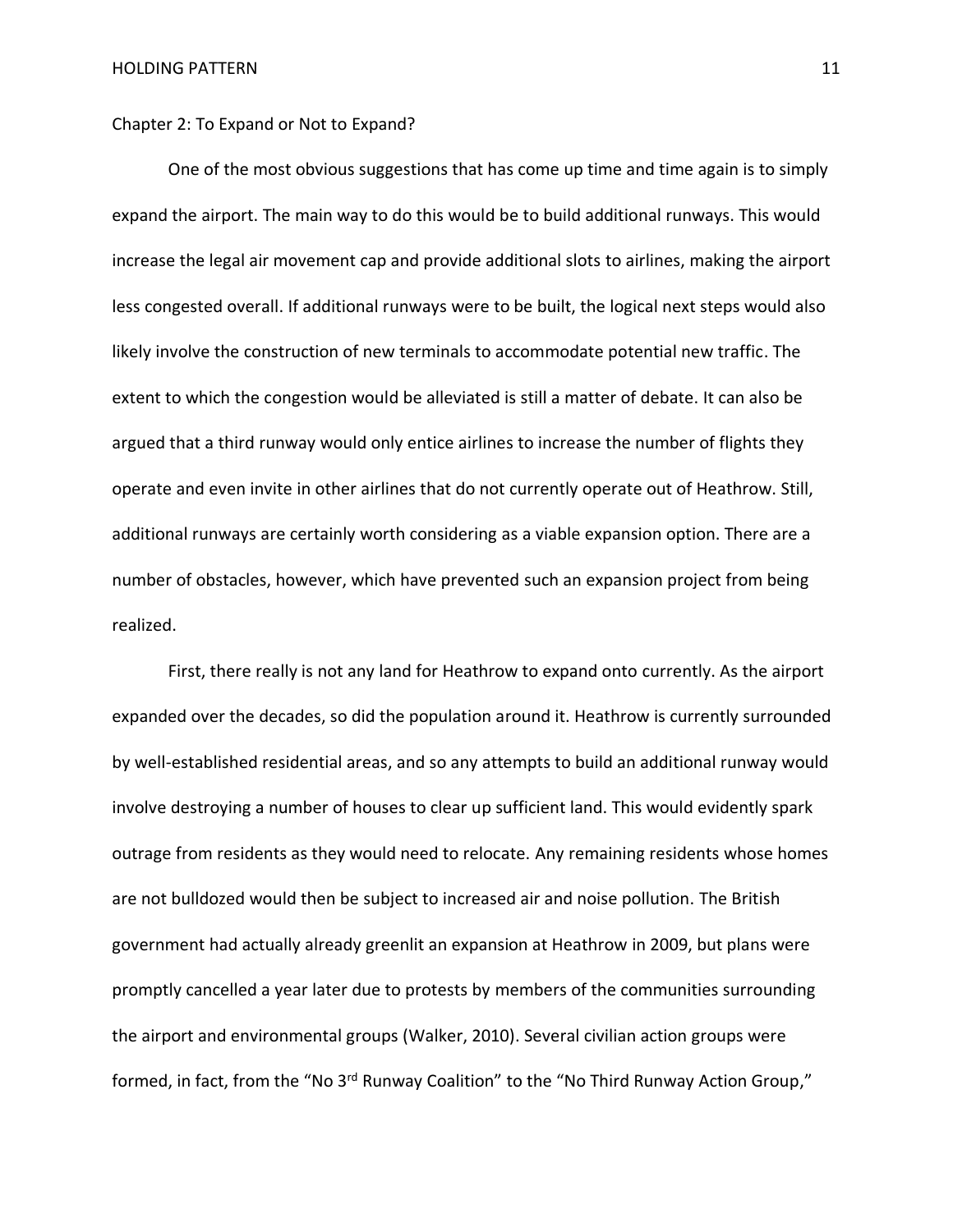## Chapter 2: To Expand or Not to Expand?

One of the most obvious suggestions that has come up time and time again is to simply expand the airport. The main way to do this would be to build additional runways. This would increase the legal air movement cap and provide additional slots to airlines, making the airport less congested overall. If additional runways were to be built, the logical next steps would also likely involve the construction of new terminals to accommodate potential new traffic. The extent to which the congestion would be alleviated is still a matter of debate. It can also be argued that a third runway would only entice airlines to increase the number of flights they operate and even invite in other airlines that do not currently operate out of Heathrow. Still, additional runways are certainly worth considering as a viable expansion option. There are a number of obstacles, however, which have prevented such an expansion project from being realized.

First, there really is not any land for Heathrow to expand onto currently. As the airport expanded over the decades, so did the population around it. Heathrow is currently surrounded by well-established residential areas, and so any attempts to build an additional runway would involve destroying a number of houses to clear up sufficient land. This would evidently spark outrage from residents as they would need to relocate. Any remaining residents whose homes are not bulldozed would then be subject to increased air and noise pollution. The British government had actually already greenlit an expansion at Heathrow in 2009, but plans were promptly cancelled a year later due to protests by members of the communities surrounding the airport and environmental groups (Walker, 2010). Several civilian action groups were formed, in fact, from the "No 3rd Runway Coalition" to the "No Third Runway Action Group,"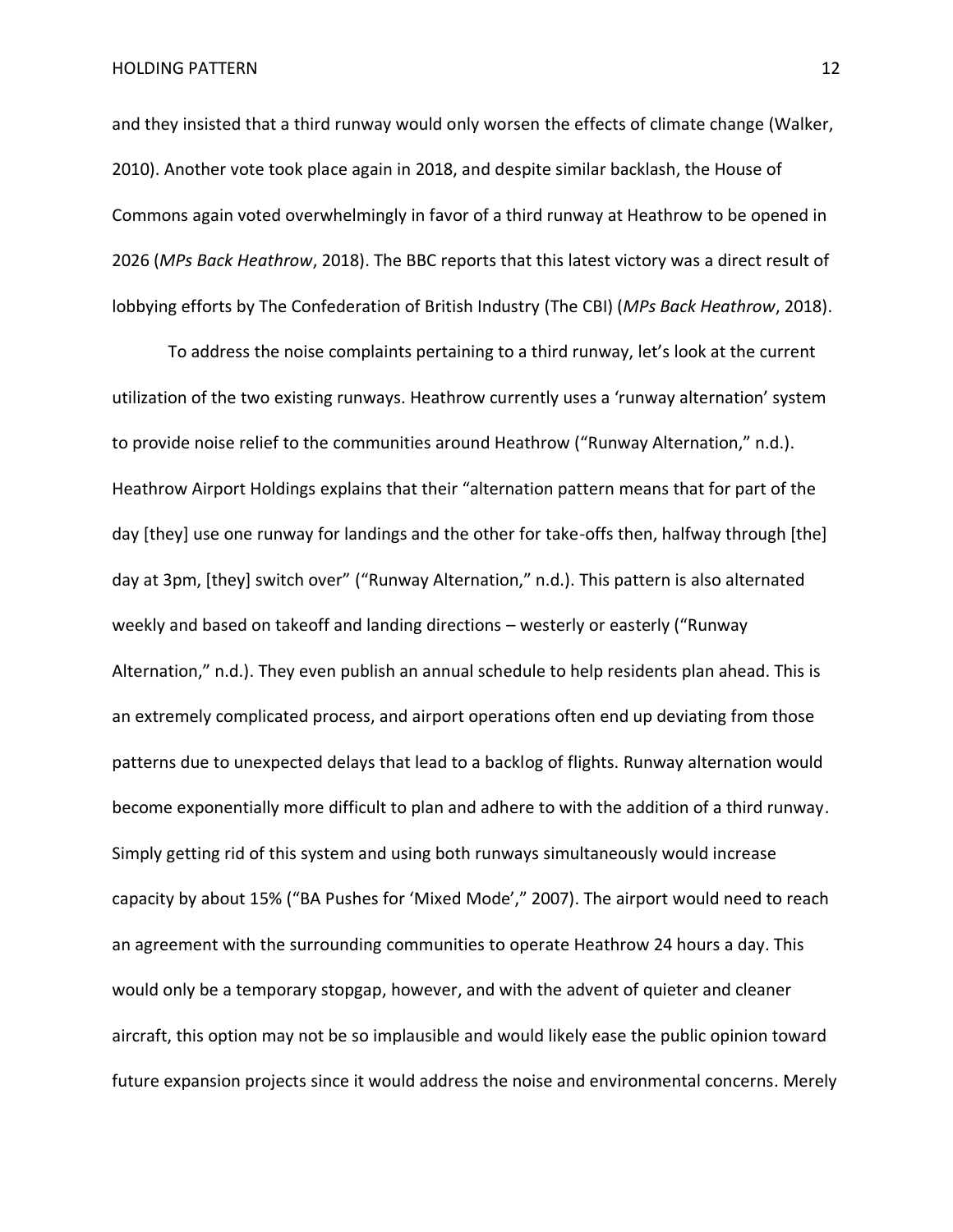and they insisted that a third runway would only worsen the effects of climate change (Walker, 2010). Another vote took place again in 2018, and despite similar backlash, the House of Commons again voted overwhelmingly in favor of a third runway at Heathrow to be opened in 2026 (*MPs Back Heathrow*, 2018). The BBC reports that this latest victory was a direct result of lobbying efforts by The Confederation of British Industry (The CBI) (*MPs Back Heathrow*, 2018).

To address the noise complaints pertaining to a third runway, let's look at the current utilization of the two existing runways. Heathrow currently uses a 'runway alternation' system to provide noise relief to the communities around Heathrow ("Runway Alternation," n.d.). Heathrow Airport Holdings explains that their "alternation pattern means that for part of the day [they] use one runway for landings and the other for take-offs then, halfway through [the] day at 3pm, [they] switch over" ("Runway Alternation," n.d.). This pattern is also alternated weekly and based on takeoff and landing directions – westerly or easterly ("Runway Alternation," n.d.). They even publish an annual schedule to help residents plan ahead. This is an extremely complicated process, and airport operations often end up deviating from those patterns due to unexpected delays that lead to a backlog of flights. Runway alternation would become exponentially more difficult to plan and adhere to with the addition of a third runway. Simply getting rid of this system and using both runways simultaneously would increase capacity by about 15% ("BA Pushes for 'Mixed Mode'," 2007). The airport would need to reach an agreement with the surrounding communities to operate Heathrow 24 hours a day. This would only be a temporary stopgap, however, and with the advent of quieter and cleaner aircraft, this option may not be so implausible and would likely ease the public opinion toward future expansion projects since it would address the noise and environmental concerns. Merely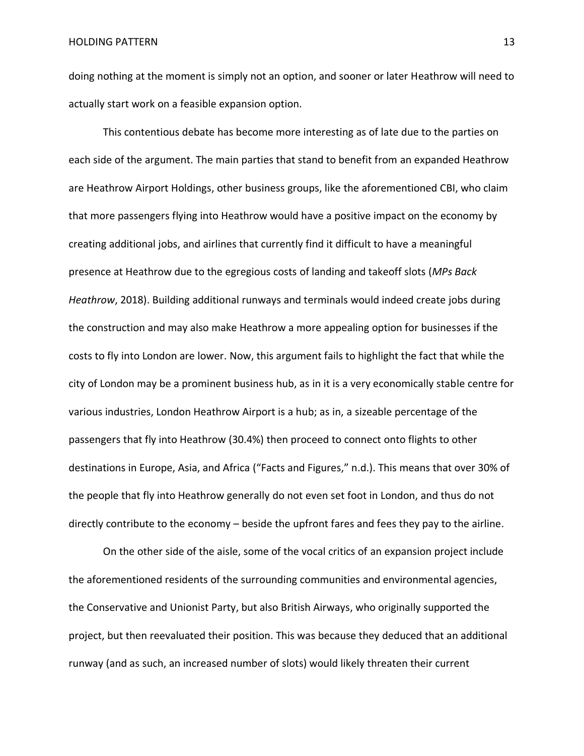doing nothing at the moment is simply not an option, and sooner or later Heathrow will need to actually start work on a feasible expansion option.

This contentious debate has become more interesting as of late due to the parties on each side of the argument. The main parties that stand to benefit from an expanded Heathrow are Heathrow Airport Holdings, other business groups, like the aforementioned CBI, who claim that more passengers flying into Heathrow would have a positive impact on the economy by creating additional jobs, and airlines that currently find it difficult to have a meaningful presence at Heathrow due to the egregious costs of landing and takeoff slots (*MPs Back Heathrow*, 2018). Building additional runways and terminals would indeed create jobs during the construction and may also make Heathrow a more appealing option for businesses if the costs to fly into London are lower. Now, this argument fails to highlight the fact that while the city of London may be a prominent business hub, as in it is a very economically stable centre for various industries, London Heathrow Airport is a hub; as in, a sizeable percentage of the passengers that fly into Heathrow (30.4%) then proceed to connect onto flights to other destinations in Europe, Asia, and Africa ("Facts and Figures," n.d.). This means that over 30% of the people that fly into Heathrow generally do not even set foot in London, and thus do not directly contribute to the economy – beside the upfront fares and fees they pay to the airline.

On the other side of the aisle, some of the vocal critics of an expansion project include the aforementioned residents of the surrounding communities and environmental agencies, the Conservative and Unionist Party, but also British Airways, who originally supported the project, but then reevaluated their position. This was because they deduced that an additional runway (and as such, an increased number of slots) would likely threaten their current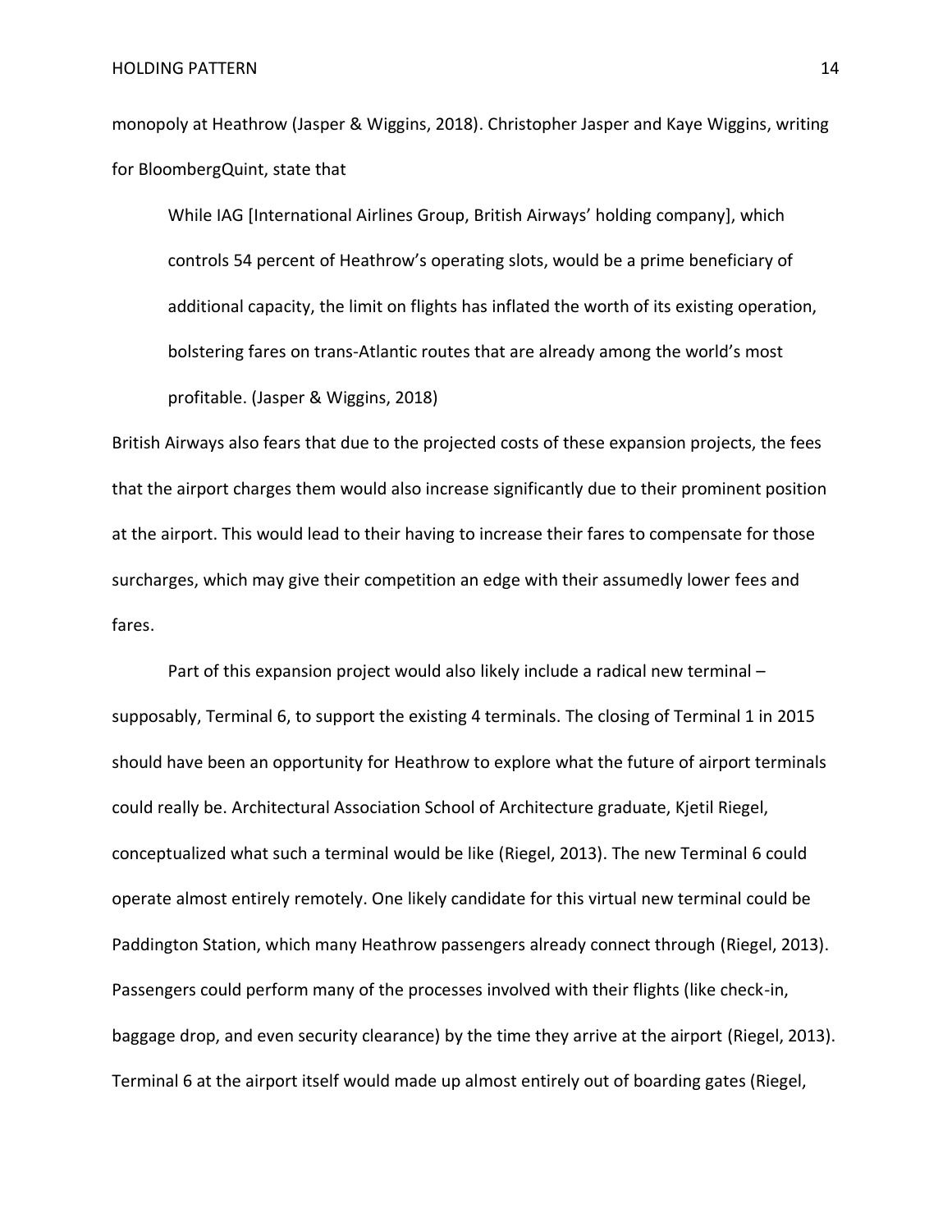monopoly at Heathrow (Jasper & Wiggins, 2018). Christopher Jasper and Kaye Wiggins, writing for BloombergQuint, state that

> While IAG [International Airlines Group, British Airways' holding company], which controls 54 percent of Heathrow's operating slots, would be a prime beneficiary of additional capacity, the limit on flights has inflated the worth of its existing operation, bolstering fares on trans-Atlantic routes that are already among the world's most profitable. (Jasper & Wiggins, 2018)

British Airways also fears that due to the projected costs of these expansion projects, the fees that the airport charges them would also increase significantly due to their prominent position at the airport. This would lead to their having to increase their fares to compensate for those surcharges, which may give their competition an edge with their assumedly lower fees and fares.

Part of this expansion project would also likely include a radical new terminal – supposably, Terminal 6, to support the existing 4 terminals. The closing of Terminal 1 in 2015 should have been an opportunity for Heathrow to explore what the future of airport terminals could really be. Architectural Association School of Architecture graduate, Kjetil Riegel, conceptualized what such a terminal would be like (Riegel, 2013). The new Terminal 6 could operate almost entirely remotely. One likely candidate for this virtual new terminal could be Paddington Station, which many Heathrow passengers already connect through (Riegel, 2013). Passengers could perform many of the processes involved with their flights (like check-in, baggage drop, and even security clearance) by the time they arrive at the airport (Riegel, 2013). Terminal 6 at the airport itself would made up almost entirely out of boarding gates (Riegel,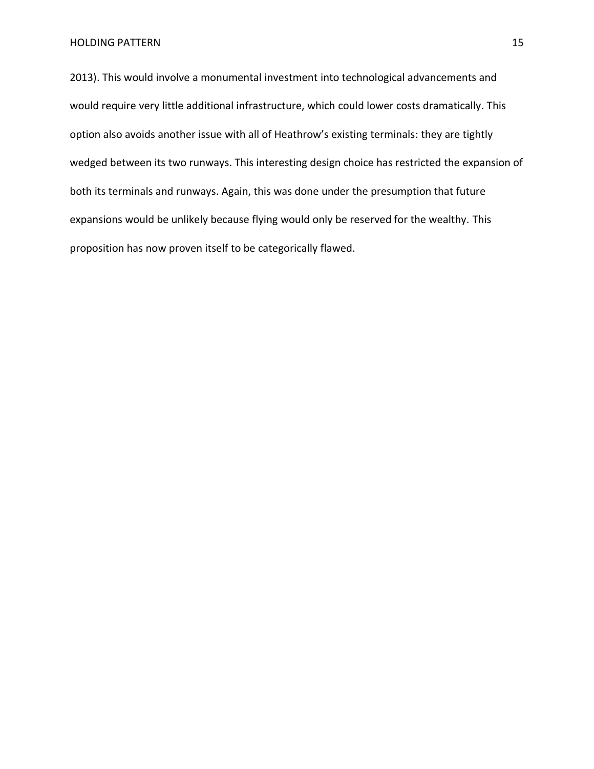2013). This would involve a monumental investment into technological advancements and would require very little additional infrastructure, which could lower costs dramatically. This option also avoids another issue with all of Heathrow's existing terminals: they are tightly wedged between its two runways. This interesting design choice has restricted the expansion of both its terminals and runways. Again, this was done under the presumption that future expansions would be unlikely because flying would only be reserved for the wealthy. This proposition has now proven itself to be categorically flawed.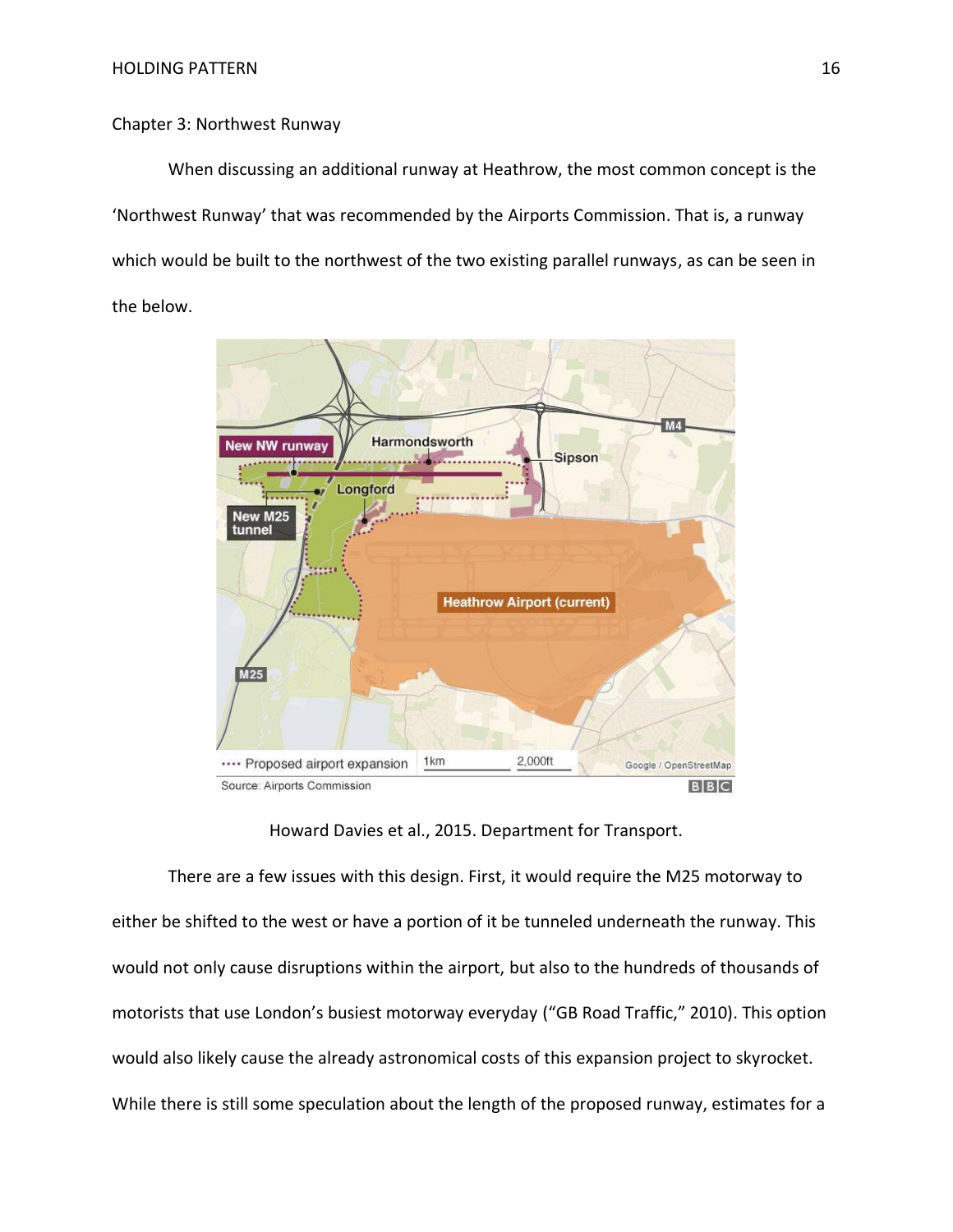Chapter 3: Northwest Runway

When discussing an additional runway at Heathrow, the most common concept is the 'Northwest Runway' that was recommended by the Airports Commission. That is, a runway which would be built to the northwest of the two existing parallel runways, as can be seen in the below.

Howard Davies et al., 2015. Department for Transport.

There are a few issues with this design. First, it would require the M25 motorway to either be shifted to the west or have a portion of it be tunneled underneath the runway. This would not only cause disruptions within the airport, but also to the hundreds of thousands of motorists that use London's busiest motorway everyday ("GB Road Traffic," 2010). This option would also likely cause the already astronomical costs of this expansion project to skyrocket. While there is still some speculation about the length of the proposed runway, estimates for a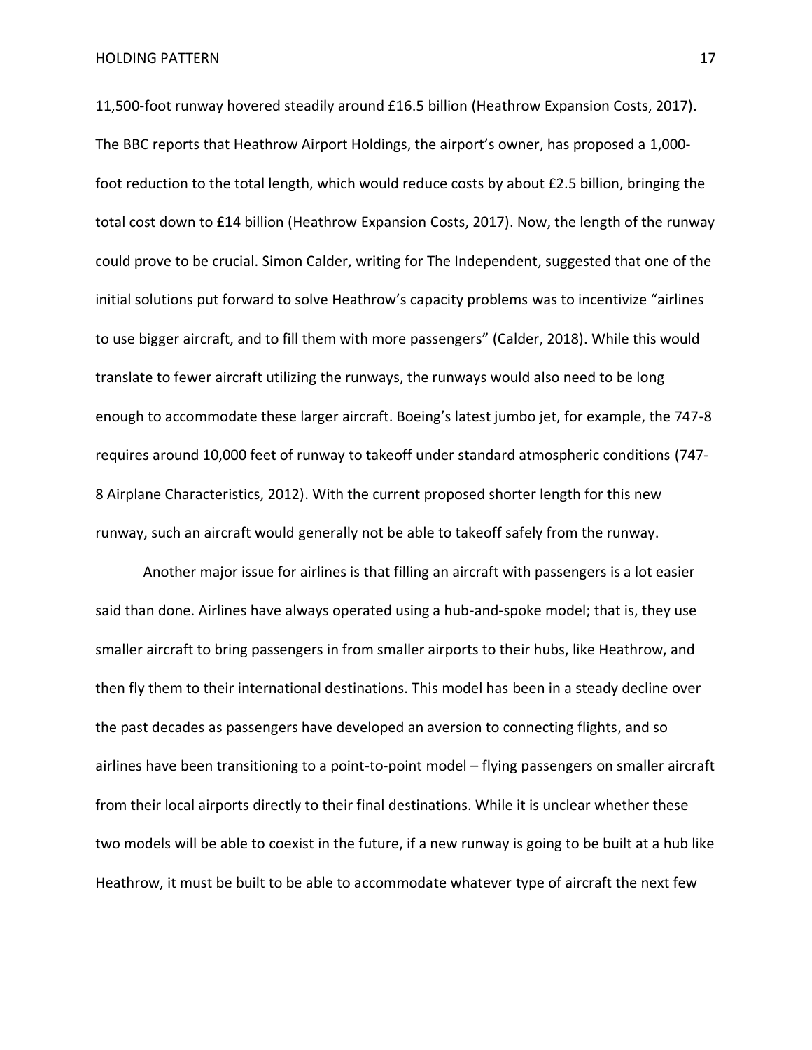11,500-foot runway hovered steadily around £16.5 billion (Heathrow Expansion Costs, 2017). The BBC reports that Heathrow Airport Holdings, the airport's owner, has proposed a 1,000-foot reduction to the total length, which would reduce costs by about £2.5 billion, bringing the total cost down to £14 billion (Heathrow Expansion Costs, 2017). Now, the length of the runway could prove to be crucial. Simon Calder, writing for The Independent, suggested that one of the initial solutions put forward to solve Heathrow's capacity problems was to incentivize "airlines to use bigger aircraft, and to fill them with more passengers" (Calder, 2018). While this would translate to fewer aircraft utilizing the runways, the runways would also need to be long enough to accommodate these larger aircraft. Boeing's latest jumbo jet, for example, the 747-8 requires around 10,000 feet of runway to takeoff under standard atmospheric conditions (747-8 Airplane Characteristics, 2012). With the current proposed shorter length for this new runway, such an aircraft would generally not be able to takeoff safely from the runway.

Another major issue for airlines is that filling an aircraft with passengers is a lot easier said than done. Airlines have always operated using a hub-and-spoke model; that is, they use smaller aircraft to bring passengers in from smaller airports to their hubs, like Heathrow, and then fly them to their international destinations. This model has been in a steady decline over the past decades as passengers have developed an aversion to connecting flights, and so airlines have been transitioning to a point-to-point model – flying passengers on smaller aircraft from their local airports directly to their final destinations. While it is unclear whether these two models will be able to coexist in the future, if a new runway is going to be built at a hub like Heathrow, it must be built to be able to accommodate whatever type of aircraft the next few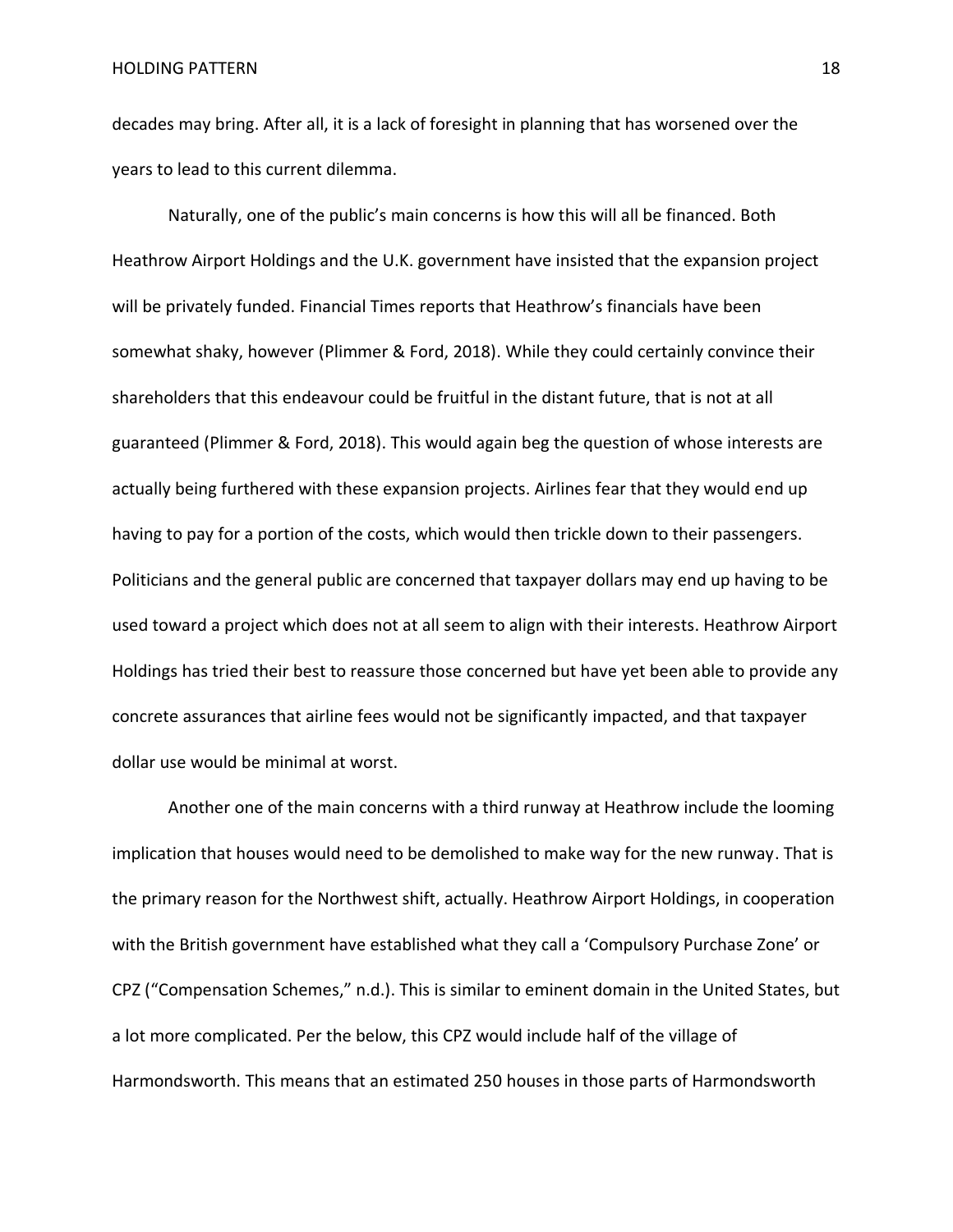decades may bring. After all, it is a lack of foresight in planning that has worsened over the years to lead to this current dilemma.

Naturally, one of the public's main concerns is how this will all be financed. Both Heathrow Airport Holdings and the U.K. government have insisted that the expansion project will be privately funded. Financial Times reports that Heathrow's financials have been somewhat shaky, however (Plimmer & Ford, 2018). While they could certainly convince their shareholders that this endeavour could be fruitful in the distant future, that is not at all guaranteed (Plimmer & Ford, 2018). This would again beg the question of whose interests are actually being furthered with these expansion projects. Airlines fear that they would end up having to pay for a portion of the costs, which would then trickle down to their passengers. Politicians and the general public are concerned that taxpayer dollars may end up having to be used toward a project which does not at all seem to align with their interests. Heathrow Airport Holdings has tried their best to reassure those concerned but have yet been able to provide any concrete assurances that airline fees would not be significantly impacted, and that taxpayer dollar use would be minimal at worst.

Another one of the main concerns with a third runway at Heathrow include the looming implication that houses would need to be demolished to make way for the new runway. That is the primary reason for the Northwest shift, actually. Heathrow Airport Holdings, in cooperation with the British government have established what they call a 'Compulsory Purchase Zone' or CPZ ("Compensation Schemes," n.d.). This is similar to eminent domain in the United States, but a lot more complicated. Per the below, this CPZ would include half of the village of Harmondsworth. This means that an estimated 250 houses in those parts of Harmondsworth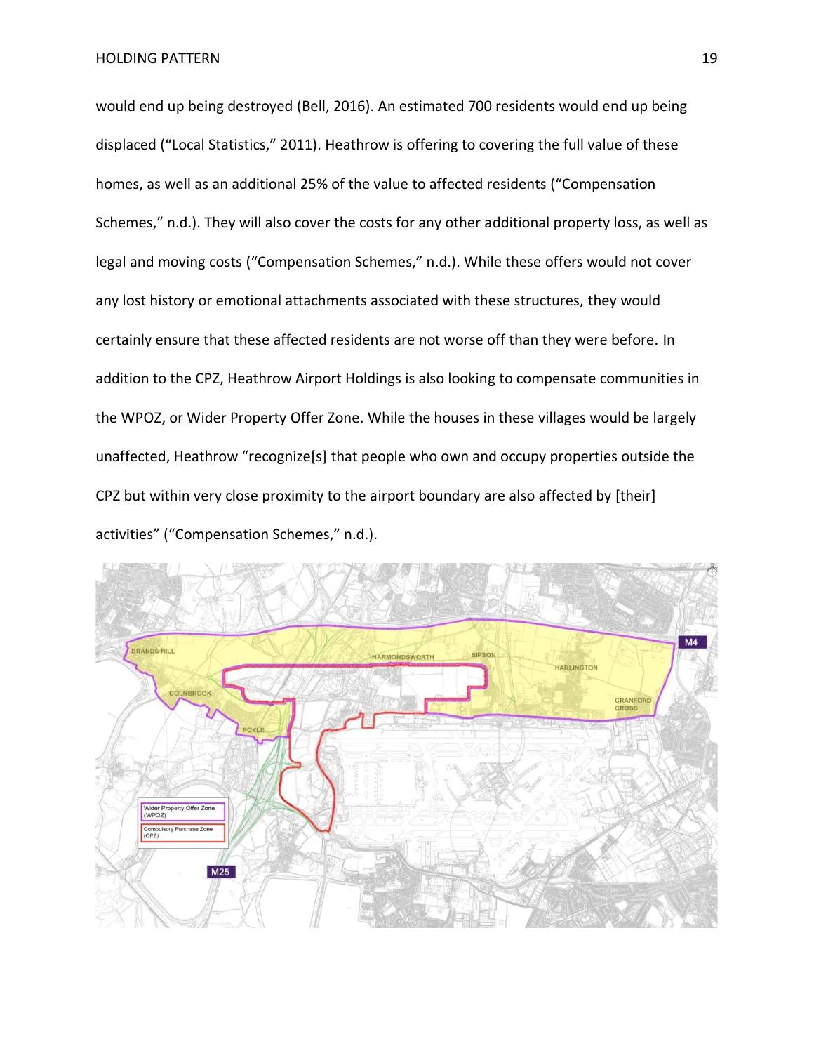would end up being destroyed (Bell, 2016). An estimated 700 residents would end up being displaced ("Local Statistics," 2011). Heathrow is offering to covering the full value of these homes, as well as an additional 25% of the value to affected residents ("Compensation Schemes," n.d.). They will also cover the costs for any other additional property loss, as well as legal and moving costs ("Compensation Schemes," n.d.). While these offers would not cover any lost history or emotional attachments associated with these structures, they would certainly ensure that these affected residents are not worse off than they were before. In addition to the CPZ, Heathrow Airport Holdings is also looking to compensate communities in the WPOZ, or Wider Property Offer Zone. While the houses in these villages would be largely unaffected, Heathrow "recognize[s] that people who own and occupy properties outside the CPZ but within very close proximity to the airport boundary are also affected by [their] activities" ("Compensation Schemes," n.d.).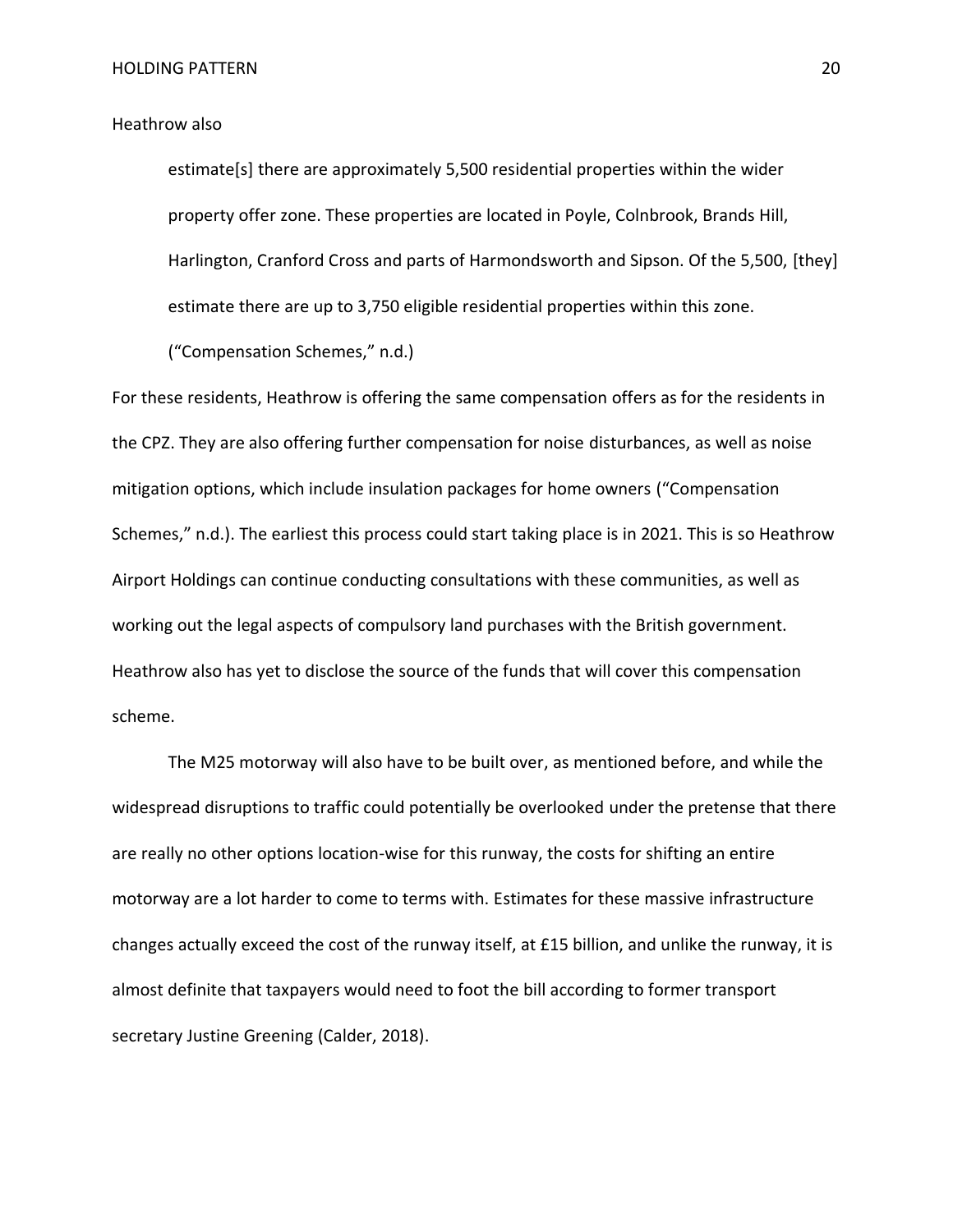Heathrow also

> estimate[s] there are approximately 5,500 residential properties within the wider property offer zone. These properties are located in Poyle, Colnbrook, Brands Hill, Harlington, Cranford Cross and parts of Harmondsworth and Sipson. Of the 5,500, [they] estimate there are up to 3,750 eligible residential properties within this zone. ("Compensation Schemes," n.d.)

For these residents, Heathrow is offering the same compensation offers as for the residents in the CPZ. They are also offering further compensation for noise disturbances, as well as noise mitigation options, which include insulation packages for home owners ("Compensation Schemes," n.d.). The earliest this process could start taking place is in 2021. This is so Heathrow Airport Holdings can continue conducting consultations with these communities, as well as working out the legal aspects of compulsory land purchases with the British government. Heathrow also has yet to disclose the source of the funds that will cover this compensation scheme.

The M25 motorway will also have to be built over, as mentioned before, and while the widespread disruptions to traffic could potentially be overlooked under the pretense that there are really no other options location-wise for this runway, the costs for shifting an entire motorway are a lot harder to come to terms with. Estimates for these massive infrastructure changes actually exceed the cost of the runway itself, at £15 billion, and unlike the runway, it is almost definite that taxpayers would need to foot the bill according to former transport secretary Justine Greening (Calder, 2018).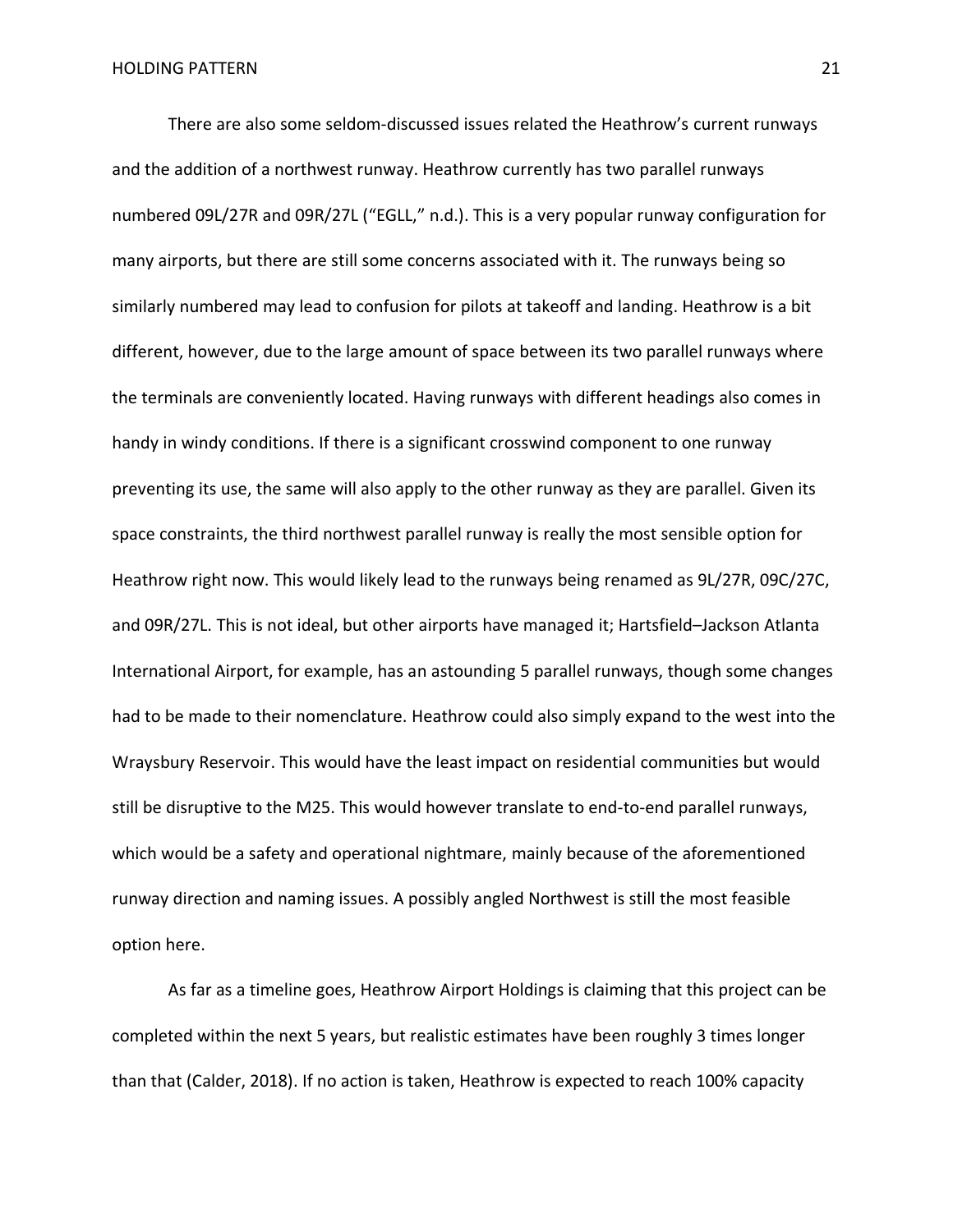There are also some seldom-discussed issues related the Heathrow's current runways and the addition of a northwest runway. Heathrow currently has two parallel runways numbered 09L/27R and 09R/27L ("EGLL," n.d.). This is a very popular runway configuration for many airports, but there are still some concerns associated with it. The runways being so similarly numbered may lead to confusion for pilots at takeoff and landing. Heathrow is a bit different, however, due to the large amount of space between its two parallel runways where the terminals are conveniently located. Having runways with different headings also comes in handy in windy conditions. If there is a significant crosswind component to one runway preventing its use, the same will also apply to the other runway as they are parallel. Given its space constraints, the third northwest parallel runway is really the most sensible option for Heathrow right now. This would likely lead to the runways being renamed as 9L/27R, 09C/27C, and 09R/27L. This is not ideal, but other airports have managed it; Hartsfield–Jackson Atlanta International Airport, for example, has an astounding 5 parallel runways, though some changes had to be made to their nomenclature. Heathrow could also simply expand to the west into the Wraysbury Reservoir. This would have the least impact on residential communities but would still be disruptive to the M25. This would however translate to end-to-end parallel runways, which would be a safety and operational nightmare, mainly because of the aforementioned runway direction and naming issues. A possibly angled Northwest is still the most feasible option here.

As far as a timeline goes, Heathrow Airport Holdings is claiming that this project can be completed within the next 5 years, but realistic estimates have been roughly 3 times longer than that (Calder, 2018). If no action is taken, Heathrow is expected to reach 100% capacity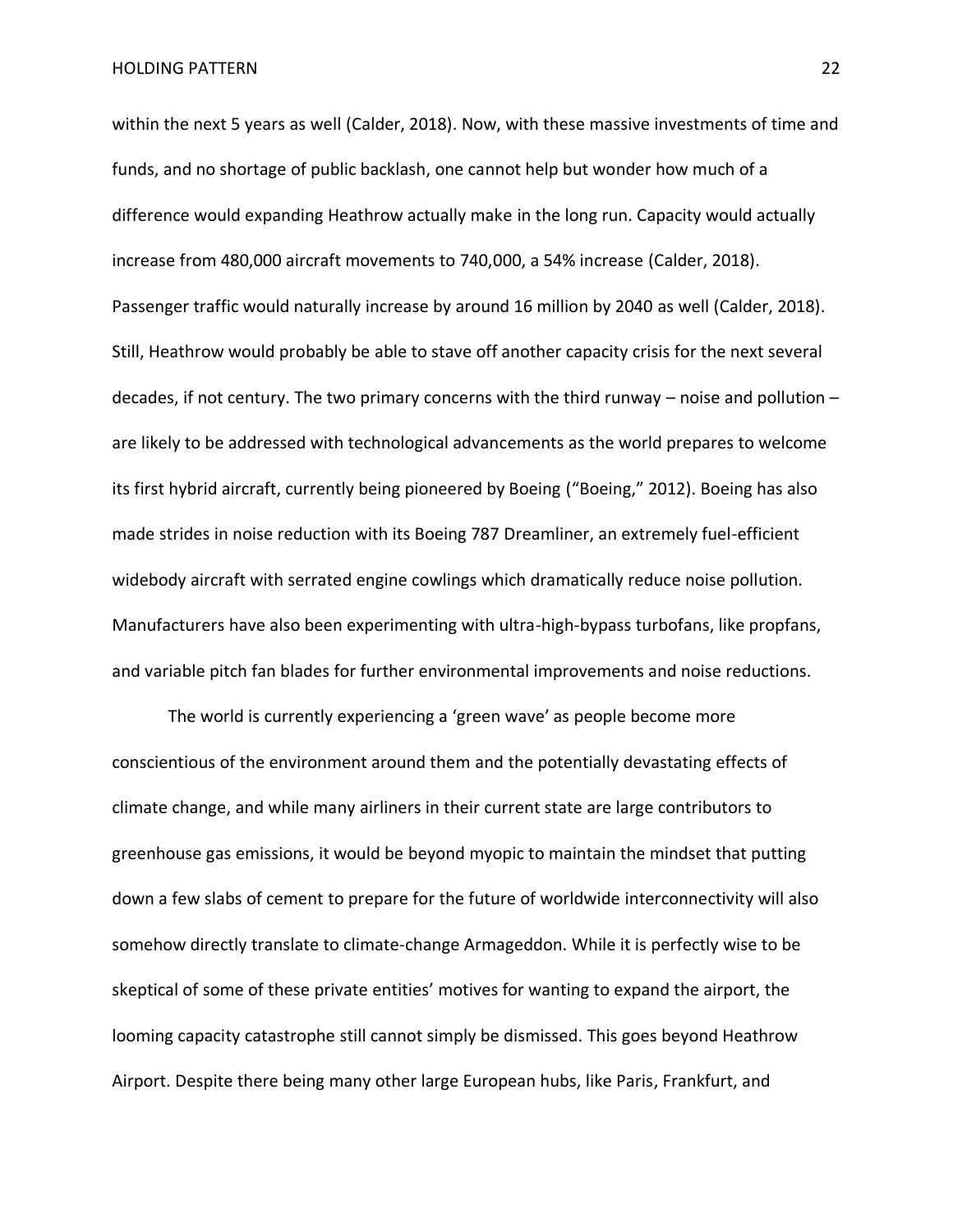within the next 5 years as well (Calder, 2018). Now, with these massive investments of time and funds, and no shortage of public backlash, one cannot help but wonder how much of a difference would expanding Heathrow actually make in the long run. Capacity would actually increase from 480,000 aircraft movements to 740,000, a 54% increase (Calder, 2018). Passenger traffic would naturally increase by around 16 million by 2040 as well (Calder, 2018). Still, Heathrow would probably be able to stave off another capacity crisis for the next several decades, if not century. The two primary concerns with the third runway – noise and pollution – are likely to be addressed with technological advancements as the world prepares to welcome its first hybrid aircraft, currently being pioneered by Boeing ("Boeing," 2012). Boeing has also made strides in noise reduction with its Boeing 787 Dreamliner, an extremely fuel-efficient widebody aircraft with serrated engine cowlings which dramatically reduce noise pollution. Manufacturers have also been experimenting with ultra-high-bypass turbofans, like propfans, and variable pitch fan blades for further environmental improvements and noise reductions.

The world is currently experiencing a 'green wave' as people become more conscientious of the environment around them and the potentially devastating effects of climate change, and while many airliners in their current state are large contributors to greenhouse gas emissions, it would be beyond myopic to maintain the mindset that putting down a few slabs of cement to prepare for the future of worldwide interconnectivity will also somehow directly translate to climate-change Armageddon. While it is perfectly wise to be skeptical of some of these private entities' motives for wanting to expand the airport, the looming capacity catastrophe still cannot simply be dismissed. This goes beyond Heathrow Airport. Despite there being many other large European hubs, like Paris, Frankfurt, and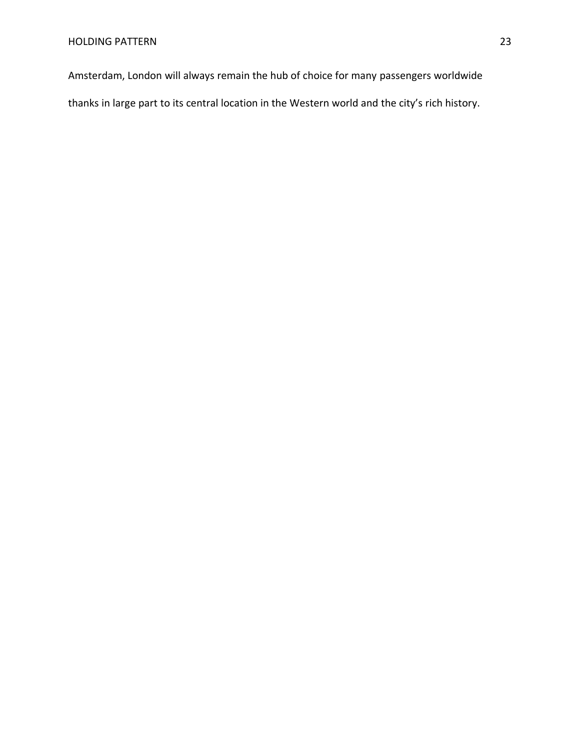Amsterdam, London will always remain the hub of choice for many passengers worldwide thanks in large part to its central location in the Western world and the city's rich history.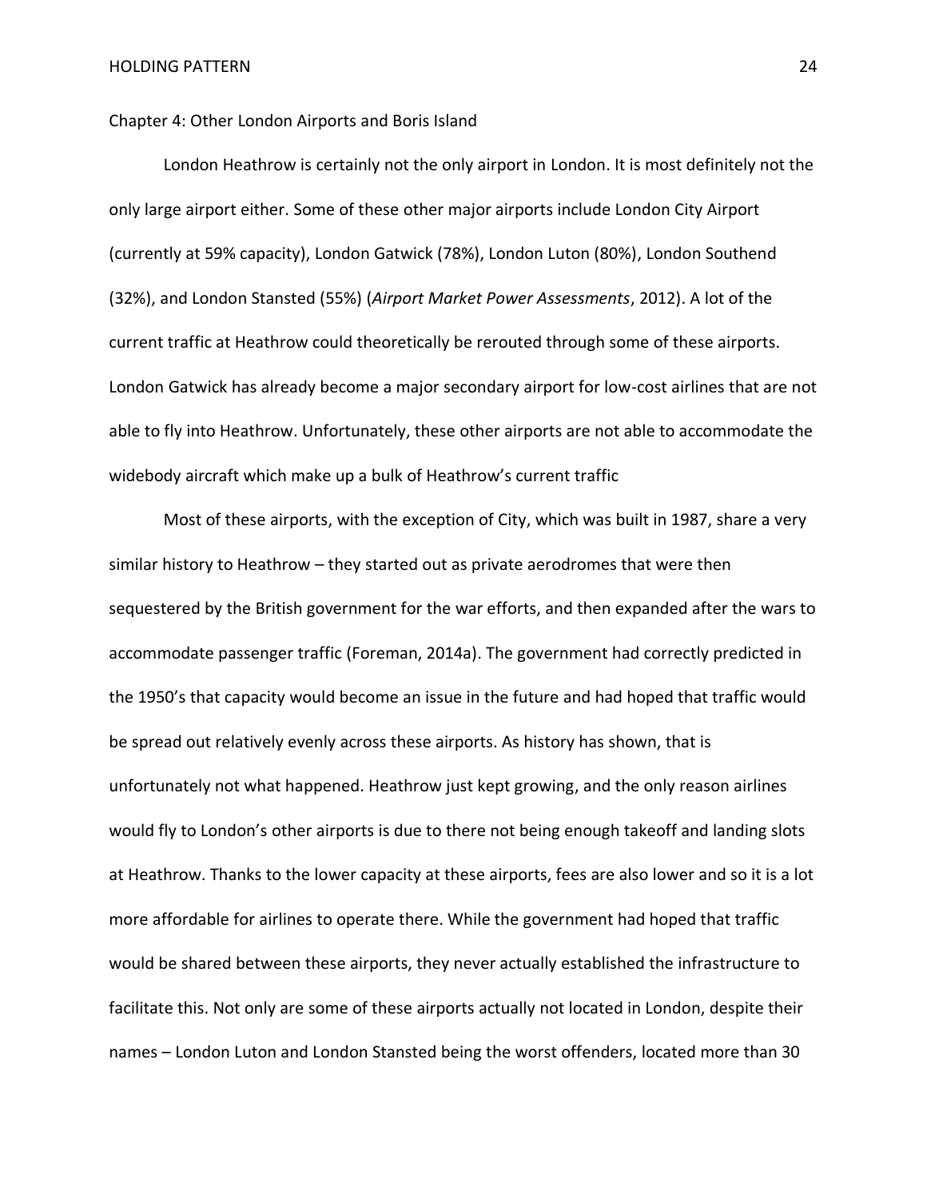## Chapter 4: Other London Airports and Boris Island

London Heathrow is certainly not the only airport in London. It is most definitely not the only large airport either. Some of these other major airports include London City Airport (currently at 59% capacity), London Gatwick (78%), London Luton (80%), London Southend (32%), and London Stansted (55%) (*Airport Market Power Assessments*, 2012). A lot of the current traffic at Heathrow could theoretically be rerouted through some of these airports. London Gatwick has already become a major secondary airport for low-cost airlines that are not able to fly into Heathrow. Unfortunately, these other airports are not able to accommodate the widebody aircraft which make up a bulk of Heathrow's current traffic

Most of these airports, with the exception of City, which was built in 1987, share a very similar history to Heathrow – they started out as private aerodromes that were then sequestered by the British government for the war efforts, and then expanded after the wars to accommodate passenger traffic (Foreman, 2014a). The government had correctly predicted in the 1950's that capacity would become an issue in the future and had hoped that traffic would be spread out relatively evenly across these airports. As history has shown, that is unfortunately not what happened. Heathrow just kept growing, and the only reason airlines would fly to London's other airports is due to there not being enough takeoff and landing slots at Heathrow. Thanks to the lower capacity at these airports, fees are also lower and so it is a lot more affordable for airlines to operate there. While the government had hoped that traffic would be shared between these airports, they never actually established the infrastructure to facilitate this. Not only are some of these airports actually not located in London, despite their names – London Luton and London Stansted being the worst offenders, located more than 30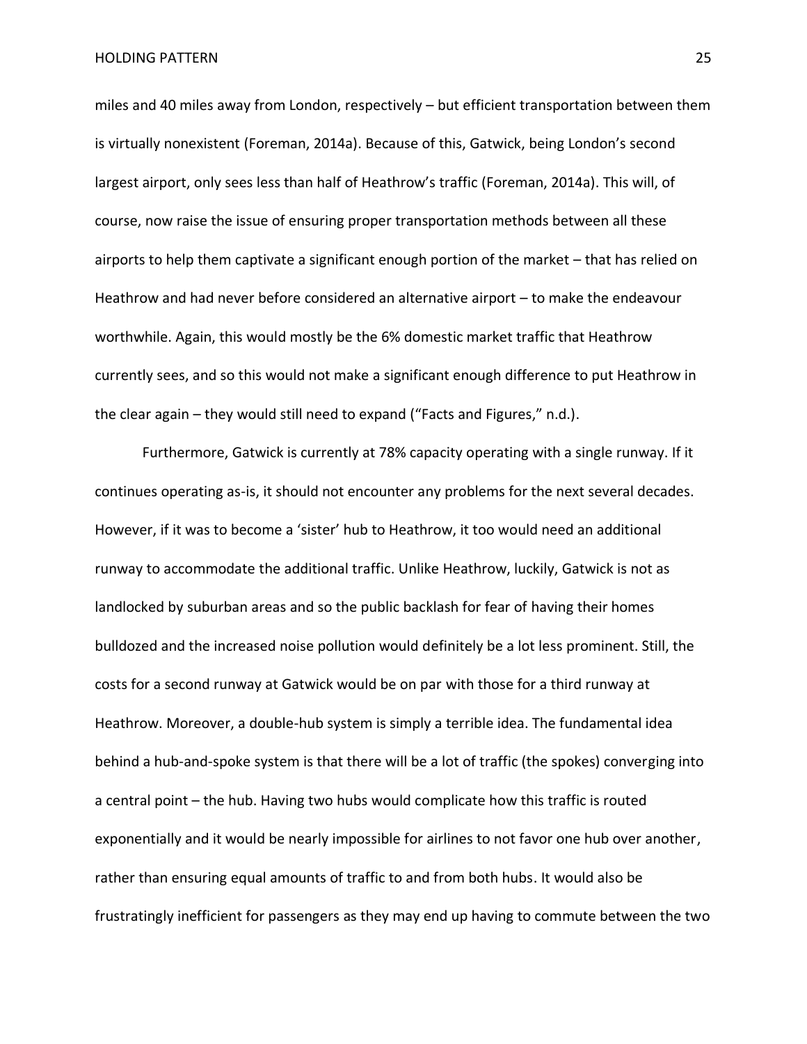miles and 40 miles away from London, respectively – but efficient transportation between them is virtually nonexistent (Foreman, 2014a). Because of this, Gatwick, being London's second largest airport, only sees less than half of Heathrow's traffic (Foreman, 2014a). This will, of course, now raise the issue of ensuring proper transportation methods between all these airports to help them captivate a significant enough portion of the market – that has relied on Heathrow and had never before considered an alternative airport – to make the endeavour worthwhile. Again, this would mostly be the 6% domestic market traffic that Heathrow currently sees, and so this would not make a significant enough difference to put Heathrow in the clear again – they would still need to expand ("Facts and Figures," n.d.).

Furthermore, Gatwick is currently at 78% capacity operating with a single runway. If it continues operating as-is, it should not encounter any problems for the next several decades. However, if it was to become a 'sister' hub to Heathrow, it too would need an additional runway to accommodate the additional traffic. Unlike Heathrow, luckily, Gatwick is not as landlocked by suburban areas and so the public backlash for fear of having their homes bulldozed and the increased noise pollution would definitely be a lot less prominent. Still, the costs for a second runway at Gatwick would be on par with those for a third runway at Heathrow. Moreover, a double-hub system is simply a terrible idea. The fundamental idea behind a hub-and-spoke system is that there will be a lot of traffic (the spokes) converging into a central point – the hub. Having two hubs would complicate how this traffic is routed exponentially and it would be nearly impossible for airlines to not favor one hub over another, rather than ensuring equal amounts of traffic to and from both hubs. It would also be frustratingly inefficient for passengers as they may end up having to commute between the two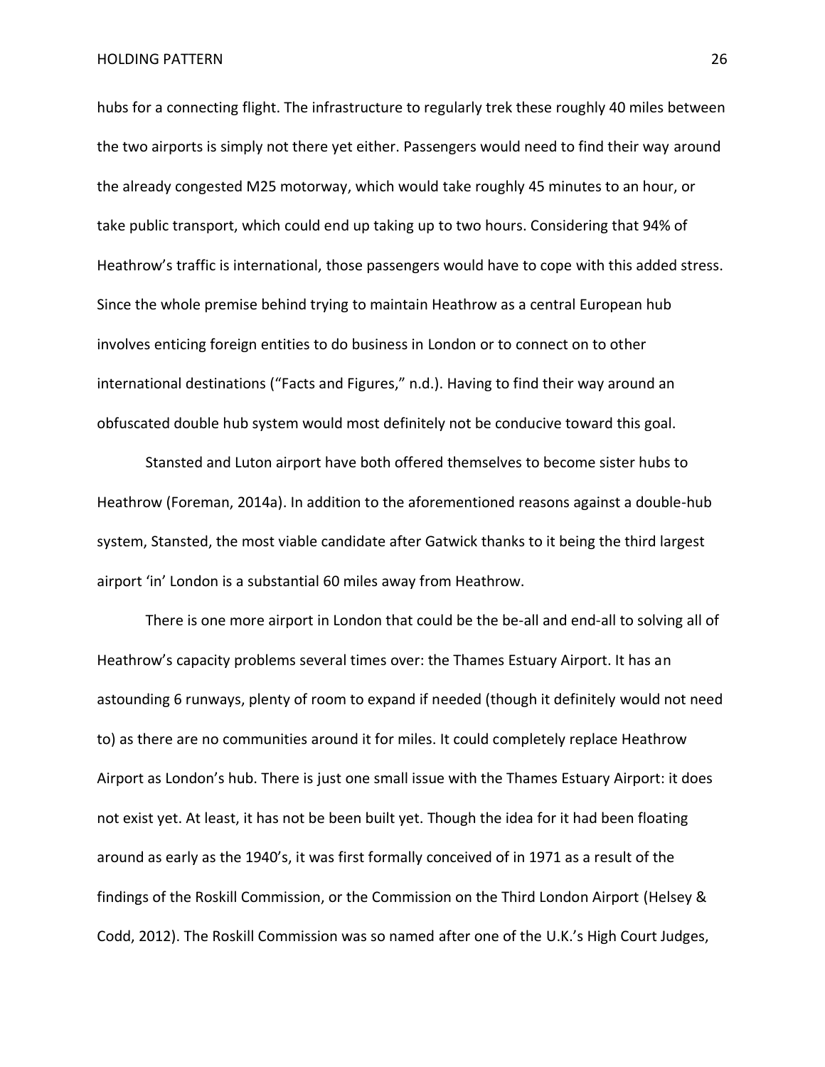hubs for a connecting flight. The infrastructure to regularly trek these roughly 40 miles between the two airports is simply not there yet either. Passengers would need to find their way around the already congested M25 motorway, which would take roughly 45 minutes to an hour, or take public transport, which could end up taking up to two hours. Considering that 94% of Heathrow's traffic is international, those passengers would have to cope with this added stress. Since the whole premise behind trying to maintain Heathrow as a central European hub involves enticing foreign entities to do business in London or to connect on to other international destinations ("Facts and Figures," n.d.). Having to find their way around an obfuscated double hub system would most definitely not be conducive toward this goal.

Stansted and Luton airport have both offered themselves to become sister hubs to Heathrow (Foreman, 2014a). In addition to the aforementioned reasons against a double-hub system, Stansted, the most viable candidate after Gatwick thanks to it being the third largest airport 'in' London is a substantial 60 miles away from Heathrow.

There is one more airport in London that could be the be-all and end-all to solving all of Heathrow's capacity problems several times over: the Thames Estuary Airport. It has an astounding 6 runways, plenty of room to expand if needed (though it definitely would not need to) as there are no communities around it for miles. It could completely replace Heathrow Airport as London's hub. There is just one small issue with the Thames Estuary Airport: it does not exist yet. At least, it has not be been built yet. Though the idea for it had been floating around as early as the 1940's, it was first formally conceived of in 1971 as a result of the findings of the Roskill Commission, or the Commission on the Third London Airport (Helsey & Codd, 2012). The Roskill Commission was so named after one of the U.K.'s High Court Judges,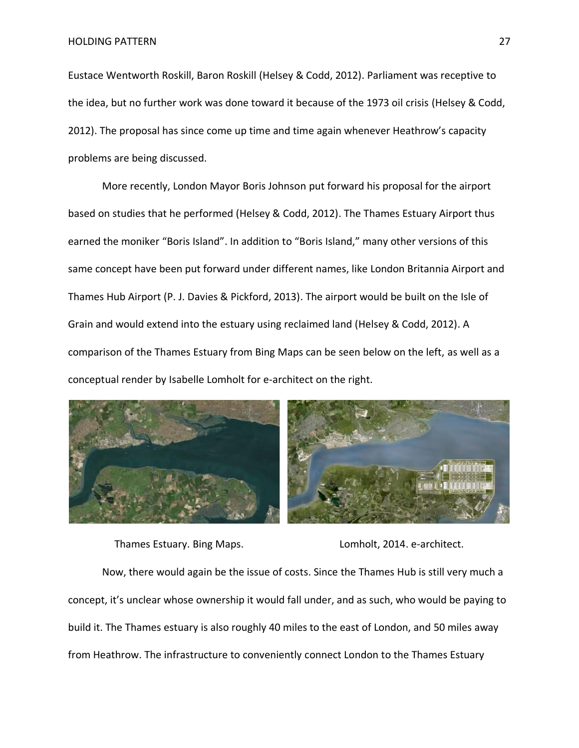Eustace Wentworth Roskill, Baron Roskill (Helsey & Codd, 2012). Parliament was receptive to the idea, but no further work was done toward it because of the 1973 oil crisis (Helsey & Codd, 2012). The proposal has since come up time and time again whenever Heathrow's capacity problems are being discussed.

More recently, London Mayor Boris Johnson put forward his proposal for the airport based on studies that he performed (Helsey & Codd, 2012). The Thames Estuary Airport thus earned the moniker "Boris Island". In addition to "Boris Island," many other versions of this same concept have been put forward under different names, like London Britannia Airport and Thames Hub Airport (P. J. Davies & Pickford, 2013). The airport would be built on the Isle of Grain and would extend into the estuary using reclaimed land (Helsey & Codd, 2012). A comparison of the Thames Estuary from Bing Maps can be seen below on the left, as well as a conceptual render by Isabelle Lomholt for e-architect on the right.

Thames Estuary. Bing Maps.

Lomholt, 2014. e-architect.

Now, there would again be the issue of costs. Since the Thames Hub is still very much a concept, it's unclear whose ownership it would fall under, and as such, who would be paying to build it. The Thames estuary is also roughly 40 miles to the east of London, and 50 miles away from Heathrow. The infrastructure to conveniently connect London to the Thames Estuary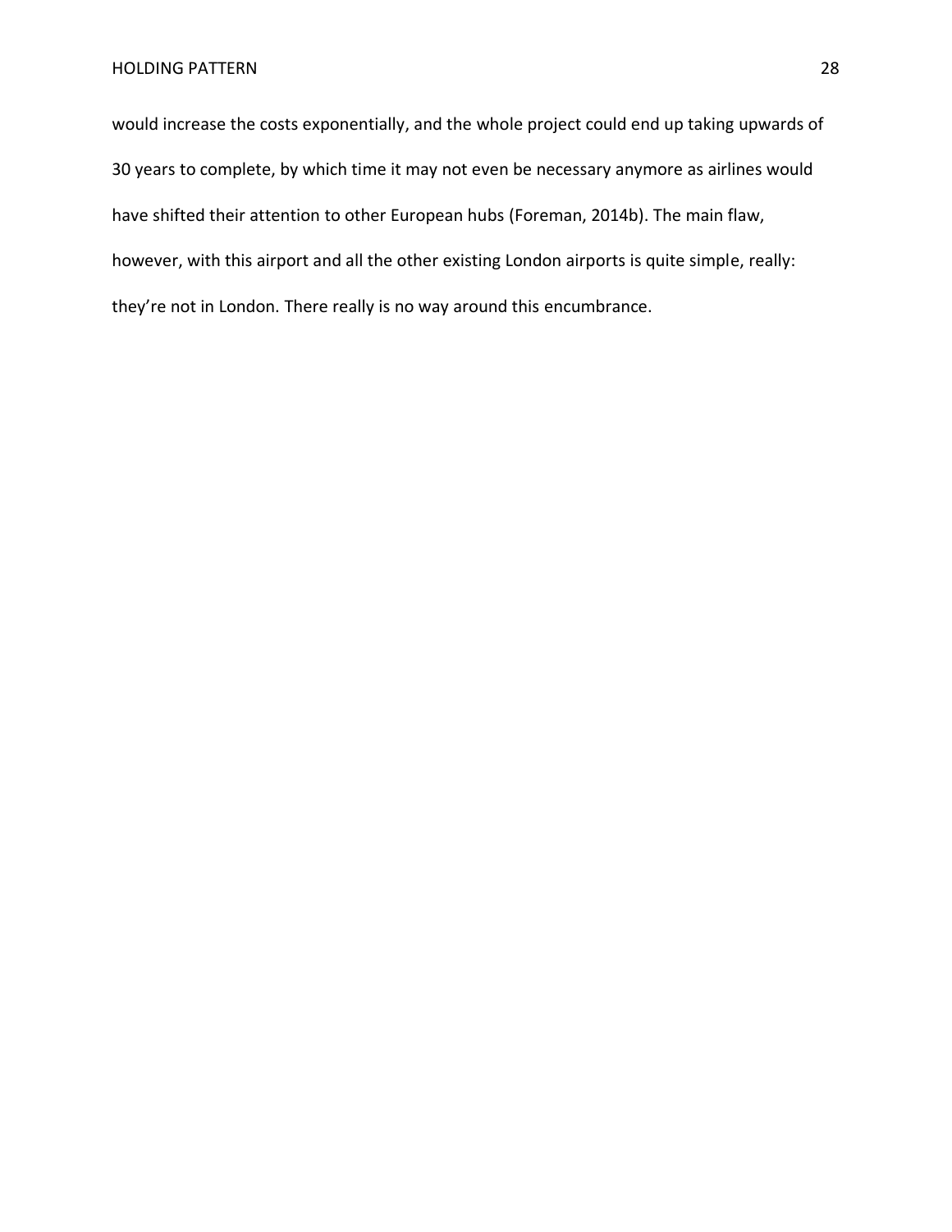would increase the costs exponentially, and the whole project could end up taking upwards of 30 years to complete, by which time it may not even be necessary anymore as airlines would have shifted their attention to other European hubs (Foreman, 2014b). The main flaw, however, with this airport and all the other existing London airports is quite simple, really: they’re not in London. There really is no way around this encumbrance.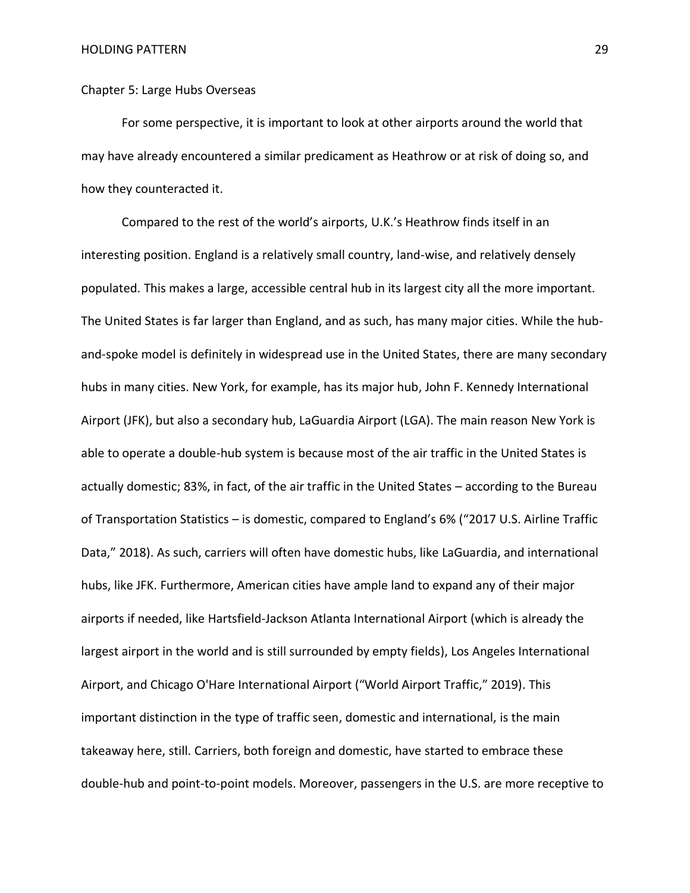Chapter 5: Large Hubs Overseas

For some perspective, it is important to look at other airports around the world that may have already encountered a similar predicament as Heathrow or at risk of doing so, and how they counteracted it.

Compared to the rest of the world's airports, U.K.'s Heathrow finds itself in an interesting position. England is a relatively small country, land-wise, and relatively densely populated. This makes a large, accessible central hub in its largest city all the more important. The United States is far larger than England, and as such, has many major cities. While the hub-and-spoke model is definitely in widespread use in the United States, there are many secondary hubs in many cities. New York, for example, has its major hub, John F. Kennedy International Airport (JFK), but also a secondary hub, LaGuardia Airport (LGA). The main reason New York is able to operate a double-hub system is because most of the air traffic in the United States is actually domestic; 83%, in fact, of the air traffic in the United States – according to the Bureau of Transportation Statistics – is domestic, compared to England's 6% ("2017 U.S. Airline Traffic Data," 2018). As such, carriers will often have domestic hubs, like LaGuardia, and international hubs, like JFK. Furthermore, American cities have ample land to expand any of their major airports if needed, like Hartsfield-Jackson Atlanta International Airport (which is already the largest airport in the world and is still surrounded by empty fields), Los Angeles International Airport, and Chicago O'Hare International Airport ("World Airport Traffic," 2019). This important distinction in the type of traffic seen, domestic and international, is the main takeaway here, still. Carriers, both foreign and domestic, have started to embrace these double-hub and point-to-point models. Moreover, passengers in the U.S. are more receptive to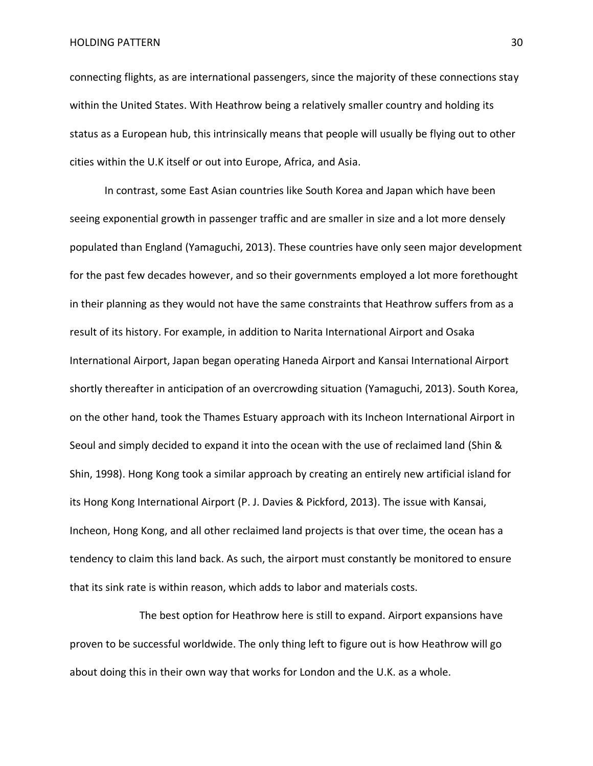connecting flights, as are international passengers, since the majority of these connections stay within the United States. With Heathrow being a relatively smaller country and holding its status as a European hub, this intrinsically means that people will usually be flying out to other cities within the U.K itself or out into Europe, Africa, and Asia.

In contrast, some East Asian countries like South Korea and Japan which have been seeing exponential growth in passenger traffic and are smaller in size and a lot more densely populated than England (Yamaguchi, 2013). These countries have only seen major development for the past few decades however, and so their governments employed a lot more forethought in their planning as they would not have the same constraints that Heathrow suffers from as a result of its history. For example, in addition to Narita International Airport and Osaka International Airport, Japan began operating Haneda Airport and Kansai International Airport shortly thereafter in anticipation of an overcrowding situation (Yamaguchi, 2013). South Korea, on the other hand, took the Thames Estuary approach with its Incheon International Airport in Seoul and simply decided to expand it into the ocean with the use of reclaimed land (Shin & Shin, 1998). Hong Kong took a similar approach by creating an entirely new artificial island for its Hong Kong International Airport (P. J. Davies & Pickford, 2013). The issue with Kansai, Incheon, Hong Kong, and all other reclaimed land projects is that over time, the ocean has a tendency to claim this land back. As such, the airport must constantly be monitored to ensure that its sink rate is within reason, which adds to labor and materials costs.

The best option for Heathrow here is still to expand. Airport expansions have proven to be successful worldwide. The only thing left to figure out is how Heathrow will go about doing this in their own way that works for London and the U.K. as a whole.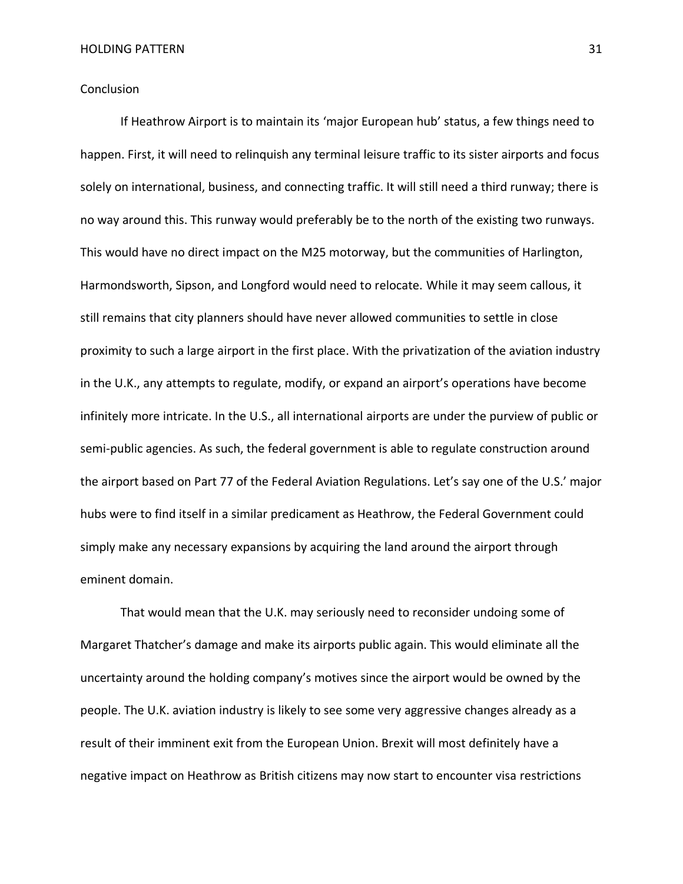## Conclusion

If Heathrow Airport is to maintain its 'major European hub' status, a few things need to happen. First, it will need to relinquish any terminal leisure traffic to its sister airports and focus solely on international, business, and connecting traffic. It will still need a third runway; there is no way around this. This runway would preferably be to the north of the existing two runways. This would have no direct impact on the M25 motorway, but the communities of Harlington, Harmondsworth, Sipson, and Longford would need to relocate. While it may seem callous, it still remains that city planners should have never allowed communities to settle in close proximity to such a large airport in the first place. With the privatization of the aviation industry in the U.K., any attempts to regulate, modify, or expand an airport's operations have become infinitely more intricate. In the U.S., all international airports are under the purview of public or semi-public agencies. As such, the federal government is able to regulate construction around the airport based on Part 77 of the Federal Aviation Regulations. Let's say one of the U.S.' major hubs were to find itself in a similar predicament as Heathrow, the Federal Government could simply make any necessary expansions by acquiring the land around the airport through eminent domain.

That would mean that the U.K. may seriously need to reconsider undoing some of Margaret Thatcher's damage and make its airports public again. This would eliminate all the uncertainty around the holding company's motives since the airport would be owned by the people. The U.K. aviation industry is likely to see some very aggressive changes already as a result of their imminent exit from the European Union. Brexit will most definitely have a negative impact on Heathrow as British citizens may now start to encounter visa restrictions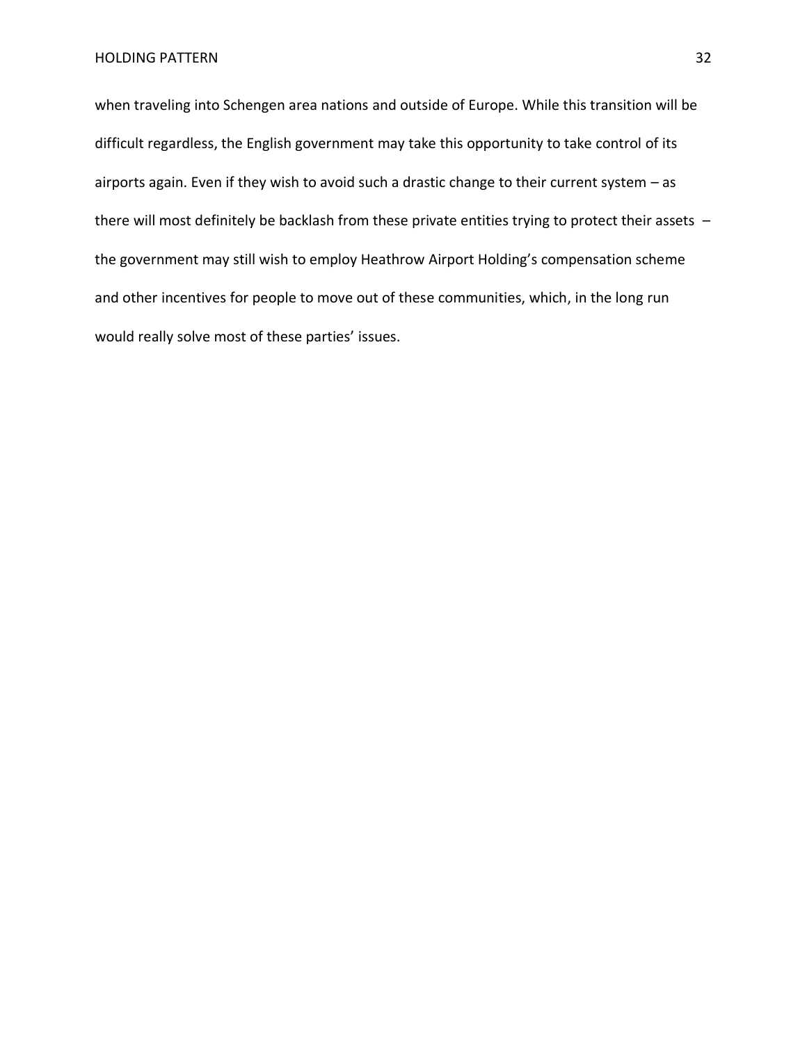when traveling into Schengen area nations and outside of Europe. While this transition will be difficult regardless, the English government may take this opportunity to take control of its airports again. Even if they wish to avoid such a drastic change to their current system – as there will most definitely be backlash from these private entities trying to protect their assets – the government may still wish to employ Heathrow Airport Holding's compensation scheme and other incentives for people to move out of these communities, which, in the long run would really solve most of these parties' issues.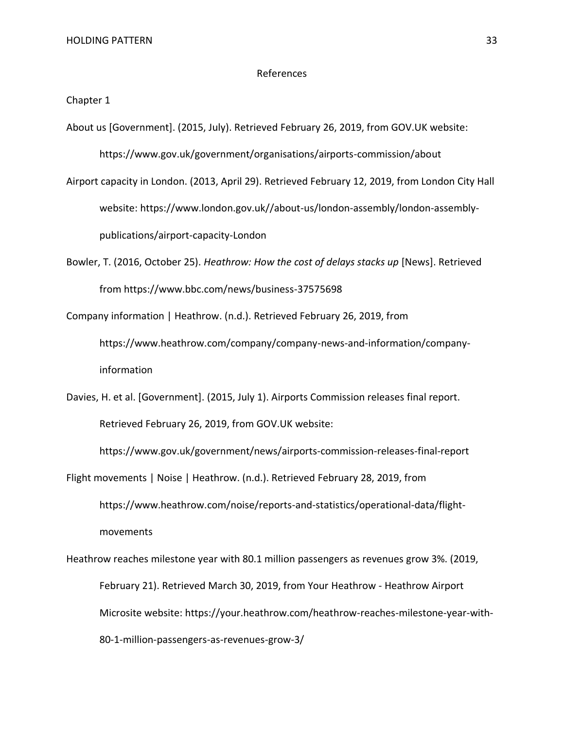# References

Chapter 1

About us [Government]. (2015, July). Retrieved February 26, 2019, from GOV.UK website: https://www.gov.uk/government/organisations/airports-commission/about

Airport capacity in London. (2013, April 29). Retrieved February 12, 2019, from London City Hall website: https://www.london.gov.uk//about-us/london-assembly/london-assembly-publications/airport-capacity-London

Bowler, T. (2016, October 25). *Heathrow: How the cost of delays stacks up* [News]. Retrieved from https://www.bbc.com/news/business-37575698

Company information | Heathrow. (n.d.). Retrieved February 26, 2019, from https://www.heathrow.com/company/company-news-and-information/company-information

Davies, H. et al. [Government]. (2015, July 1). Airports Commission releases final report. Retrieved February 26, 2019, from GOV.UK website: https://www.gov.uk/government/news/airports-commission-releases-final-report

Flight movements | Noise | Heathrow. (n.d.). Retrieved February 28, 2019, from https://www.heathrow.com/noise/reports-and-statistics/operational-data/flight-movements

Heathrow reaches milestone year with 80.1 million passengers as revenues grow 3%. (2019, February 21). Retrieved March 30, 2019, from Your Heathrow - Heathrow Airport Microsite website: https://your.heathrow.com/heathrow-reaches-milestone-year-with-80-1-million-passengers-as-revenues-grow-3/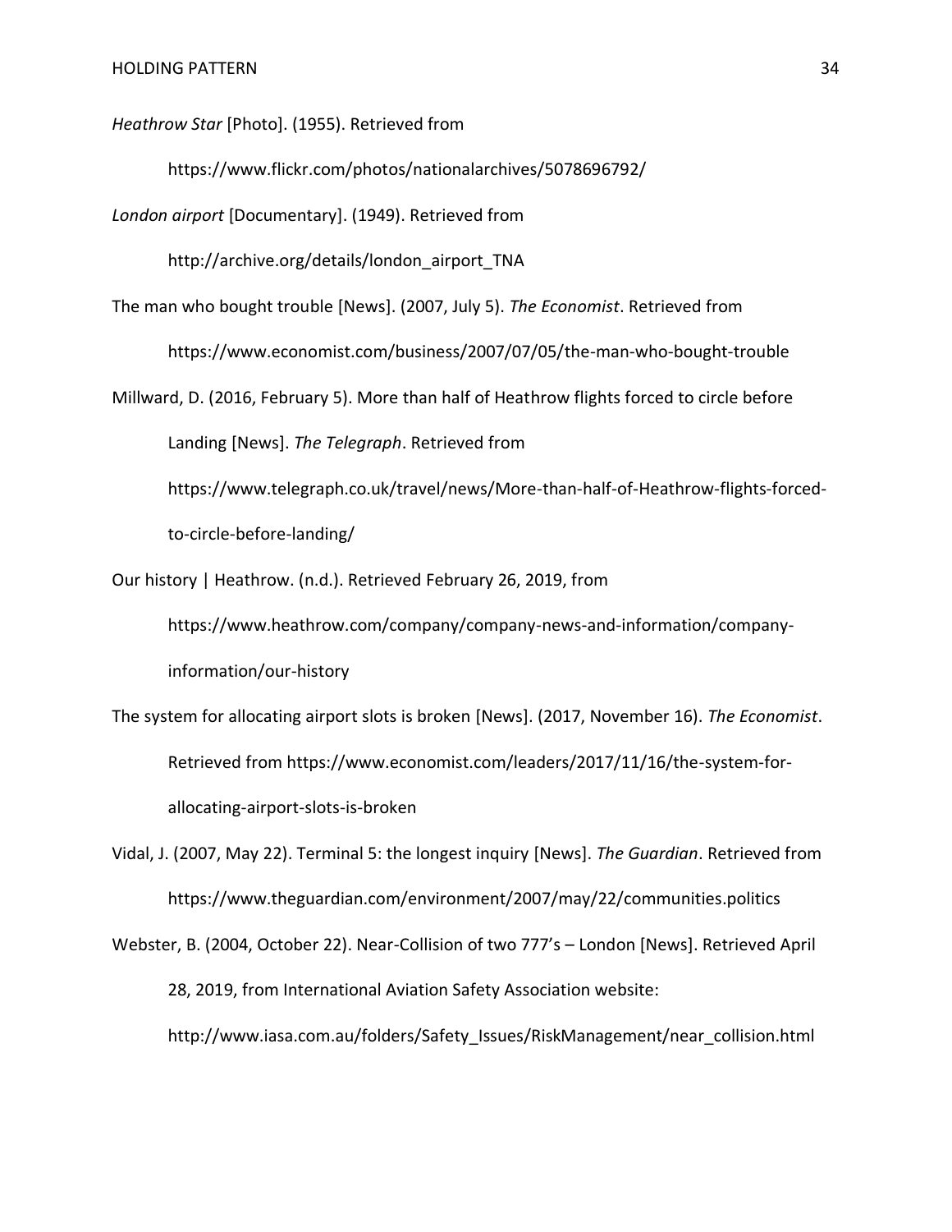*Heathrow Star* [Photo]. (1955). Retrieved from https://www.flickr.com/photos/nationalarchives/5078696792/

*London airport* [Documentary]. (1949). Retrieved from http://archive.org/details/london_airport_TNA

The man who bought trouble [News]. (2007, July 5). *The Economist*. Retrieved from https://www.economist.com/business/2007/07/05/the-man-who-bought-trouble

Millward, D. (2016, February 5). More than half of Heathrow flights forced to circle before Landing [News]. *The Telegraph*. Retrieved from https://www.telegraph.co.uk/travel/news/More-than-half-of-Heathrow-flights-forced-to-circle-before-landing/

Our history | Heathrow. (n.d.). Retrieved February 26, 2019, from https://www.heathrow.com/company/company-news-and-information/company-information/our-history

The system for allocating airport slots is broken [News]. (2017, November 16). *The Economist*. Retrieved from https://www.economist.com/leaders/2017/11/16/the-system-for-allocating-airport-slots-is-broken

Vidal, J. (2007, May 22). Terminal 5: the longest inquiry [News]. *The Guardian*. Retrieved from https://www.theguardian.com/environment/2007/may/22/communities.politics

Webster, B. (2004, October 22). Near-Collision of two 777's – London [News]. Retrieved April 28, 2019, from International Aviation Safety Association website: http://www.iasa.com.au/folders/Safety_Issues/RiskManagement/near_collision.html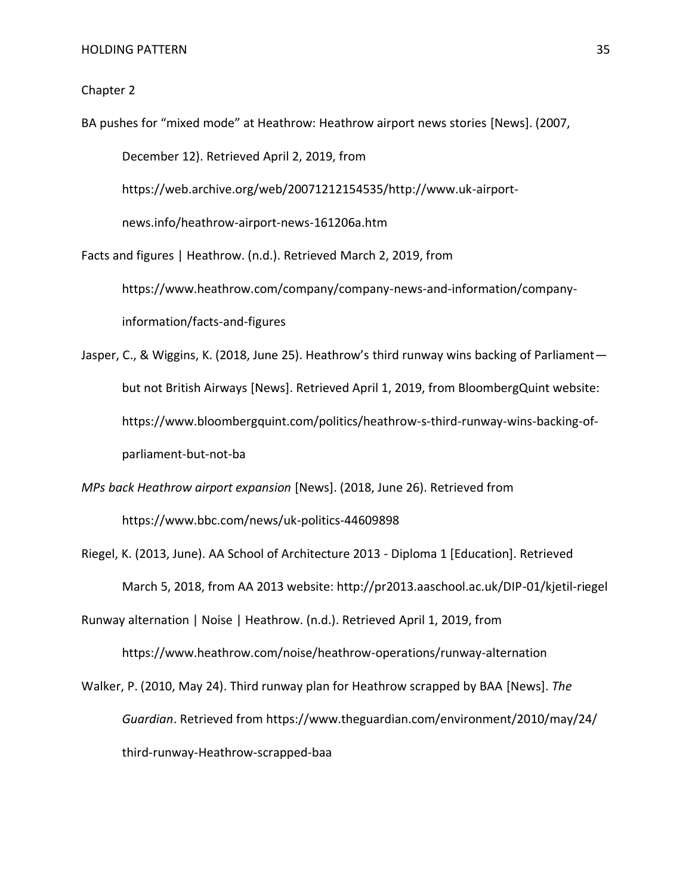Chapter 2

BA pushes for “mixed mode” at Heathrow: Heathrow airport news stories [News]. (2007, December 12). Retrieved April 2, 2019, from https://web.archive.org/web/20071212154535/http://www.uk-airport-news.info/heathrow-airport-news-161206a.htm

Facts and figures | Heathrow. (n.d.). Retrieved March 2, 2019, from https://www.heathrow.com/company/company-news-and-information/company-information/facts-and-figures

Jasper, C., & Wiggins, K. (2018, June 25). Heathrow’s third runway wins backing of Parliament—but not British Airways [News]. Retrieved April 1, 2019, from BloombergQuint website: https://www.bloombergquint.com/politics/heathrow-s-third-runway-wins-backing-of-parliament-but-not-ba

*MPs back Heathrow airport expansion* [News]. (2018, June 26). Retrieved from https://www.bbc.com/news/uk-politics-44609898

Riegel, K. (2013, June). AA School of Architecture 2013 - Diploma 1 [Education]. Retrieved March 5, 2018, from AA 2013 website: http://pr2013.aaschool.ac.uk/DIP-01/kjetil-riegel

Runway alternation | Noise | Heathrow. (n.d.). Retrieved April 1, 2019, from https://www.heathrow.com/noise/heathrow-operations/runway-alternation

Walker, P. (2010, May 24). Third runway plan for Heathrow scrapped by BAA [News]. *The Guardian*. Retrieved from https://www.theguardian.com/environment/2010/may/24/third-runway-Heathrow-scrapped-baa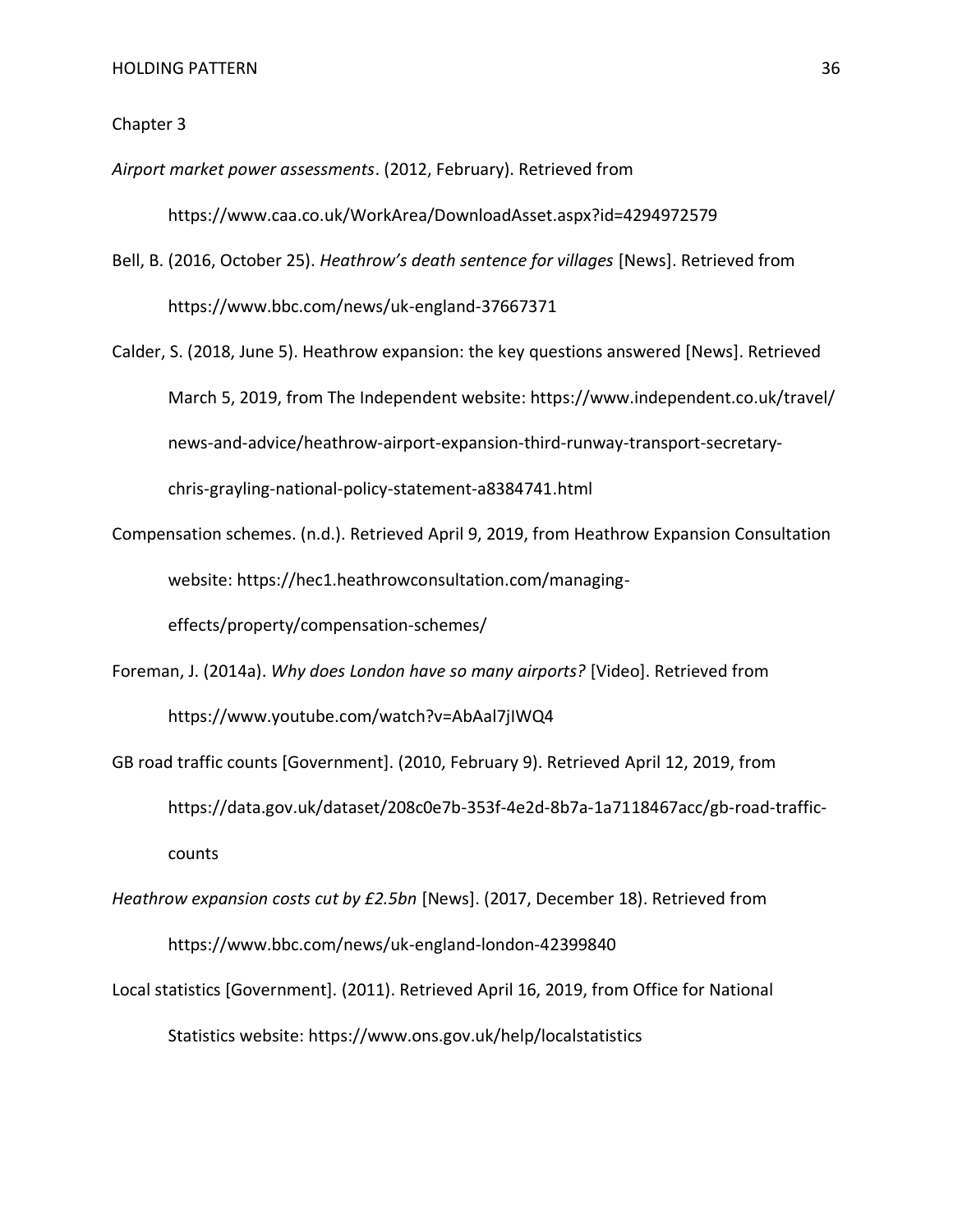Chapter 3

*Airport market power assessments*. (2012, February). Retrieved from https://www.caa.co.uk/WorkArea/DownloadAsset.aspx?id=4294972579

Bell, B. (2016, October 25). *Heathrow's death sentence for villages* [News]. Retrieved from https://www.bbc.com/news/uk-england-37667371

Calder, S. (2018, June 5). Heathrow expansion: the key questions answered [News]. Retrieved March 5, 2019, from The Independent website: https://www.independent.co.uk/travel/news-and-advice/heathrow-airport-expansion-third-runway-transport-secretary-chris-grayling-national-policy-statement-a8384741.html

Compensation schemes. (n.d.). Retrieved April 9, 2019, from Heathrow Expansion Consultation website: https://hec1.heathrowconsultation.com/managing-effects/property/compensation-schemes/

Foreman, J. (2014a). *Why does London have so many airports?* [Video]. Retrieved from https://www.youtube.com/watch?v=AbAal7jIWQ4

GB road traffic counts [Government]. (2010, February 9). Retrieved April 12, 2019, from https://data.gov.uk/dataset/208c0e7b-353f-4e2d-8b7a-1a7118467acc/gb-road-traffic-counts

*Heathrow expansion costs cut by £2.5bn* [News]. (2017, December 18). Retrieved from https://www.bbc.com/news/uk-england-london-42399840

Local statistics [Government]. (2011). Retrieved April 16, 2019, from Office for National Statistics website: https://www.ons.gov.uk/help/localstatistics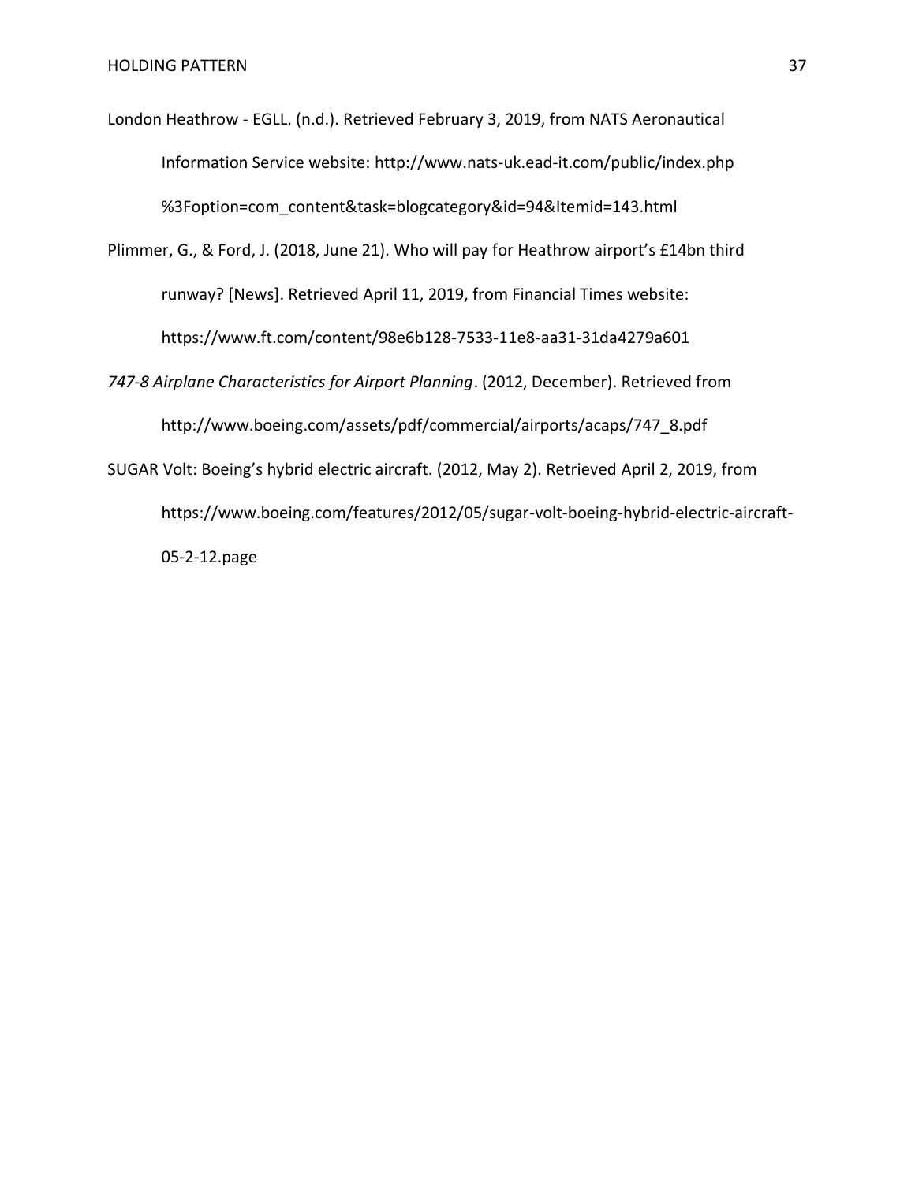London Heathrow - EGLL. (n.d.). Retrieved February 3, 2019, from NATS Aeronautical Information Service website: http://www.nats-uk.ead-it.com/public/index.php%3Foption=com_content&task=blogcategory&id=94&Itemid=143.html

Plimmer, G., & Ford, J. (2018, June 21). Who will pay for Heathrow airport's £14bn third runway? [News]. Retrieved April 11, 2019, from Financial Times website: https://www.ft.com/content/98e6b128-7533-11e8-aa31-31da4279a601

*747-8 Airplane Characteristics for Airport Planning*. (2012, December). Retrieved from http://www.boeing.com/assets/pdf/commercial/airports/acaps/747_8.pdf

SUGAR Volt: Boeing's hybrid electric aircraft. (2012, May 2). Retrieved April 2, 2019, from https://www.boeing.com/features/2012/05/sugar-volt-boeing-hybrid-electric-aircraft-05-2-12.page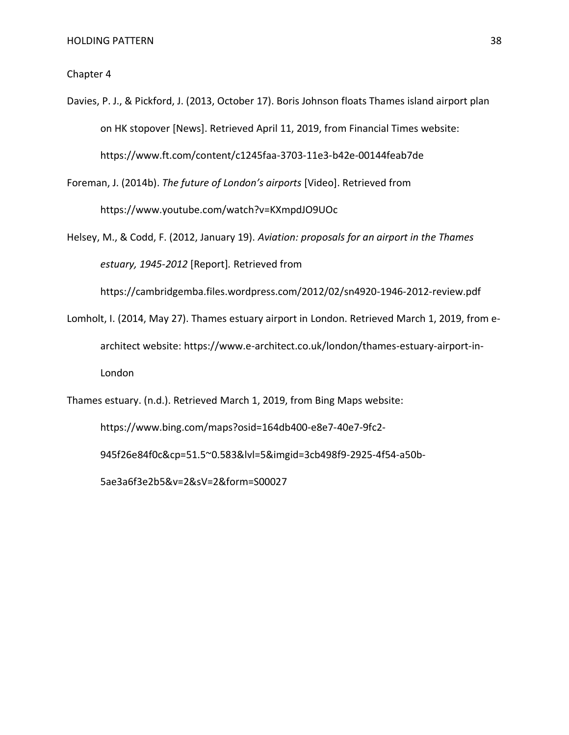Chapter 4

Davies, P. J., & Pickford, J. (2013, October 17). Boris Johnson floats Thames island airport plan on HK stopover [News]. Retrieved April 11, 2019, from Financial Times website: https://www.ft.com/content/c1245faa-3703-11e3-b42e-00144feab7de

Foreman, J. (2014b). *The future of London's airports* [Video]. Retrieved from https://www.youtube.com/watch?v=KXmpdJO9UOc

Helsey, M., & Codd, F. (2012, January 19). *Aviation: proposals for an airport in the Thames estuary, 1945-2012* [Report]. Retrieved from https://cambridgemba.files.wordpress.com/2012/02/sn4920-1946-2012-review.pdf

Lomholt, I. (2014, May 27). Thames estuary airport in London. Retrieved March 1, 2019, from e-architect website: https://www.e-architect.co.uk/london/thames-estuary-airport-in-London

Thames estuary. (n.d.). Retrieved March 1, 2019, from Bing Maps website: https://www.bing.com/maps?osid=164db400-e8e7-40e7-9fc2-945f26e84f0c&cp=51.5~0.583&lvl=5&imgid=3cb498f9-2925-4f54-a50b-5ae3a6f3e2b5&v=2&sV=2&form=S00027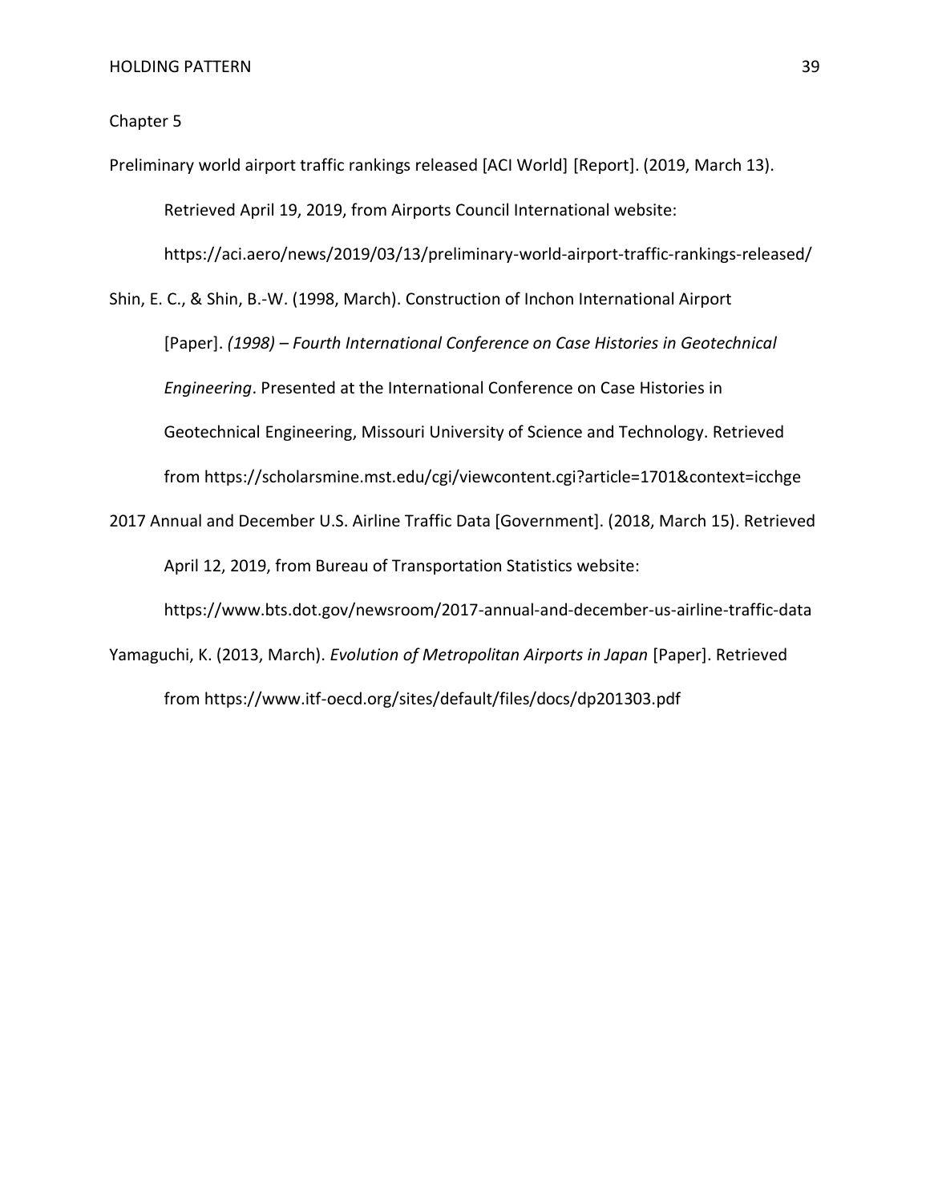Chapter 5

Preliminary world airport traffic rankings released [ACI World] [Report]. (2019, March 13). Retrieved April 19, 2019, from Airports Council International website: https://aci.aero/news/2019/03/13/preliminary-world-airport-traffic-rankings-released/

Shin, E. C., & Shin, B.-W. (1998, March). Construction of Inchon International Airport [Paper]. *(1998) – Fourth International Conference on Case Histories in Geotechnical Engineering*. Presented at the International Conference on Case Histories in Geotechnical Engineering, Missouri University of Science and Technology. Retrieved from https://scholarsmine.mst.edu/cgi/viewcontent.cgi?article=1701&context=icchge

2017 Annual and December U.S. Airline Traffic Data [Government]. (2018, March 15). Retrieved April 12, 2019, from Bureau of Transportation Statistics website: https://www.bts.dot.gov/newsroom/2017-annual-and-december-us-airline-traffic-data

Yamaguchi, K. (2013, March). *Evolution of Metropolitan Airports in Japan* [Paper]. Retrieved from https://www.itf-oecd.org/sites/default/files/docs/dp201303.pdf